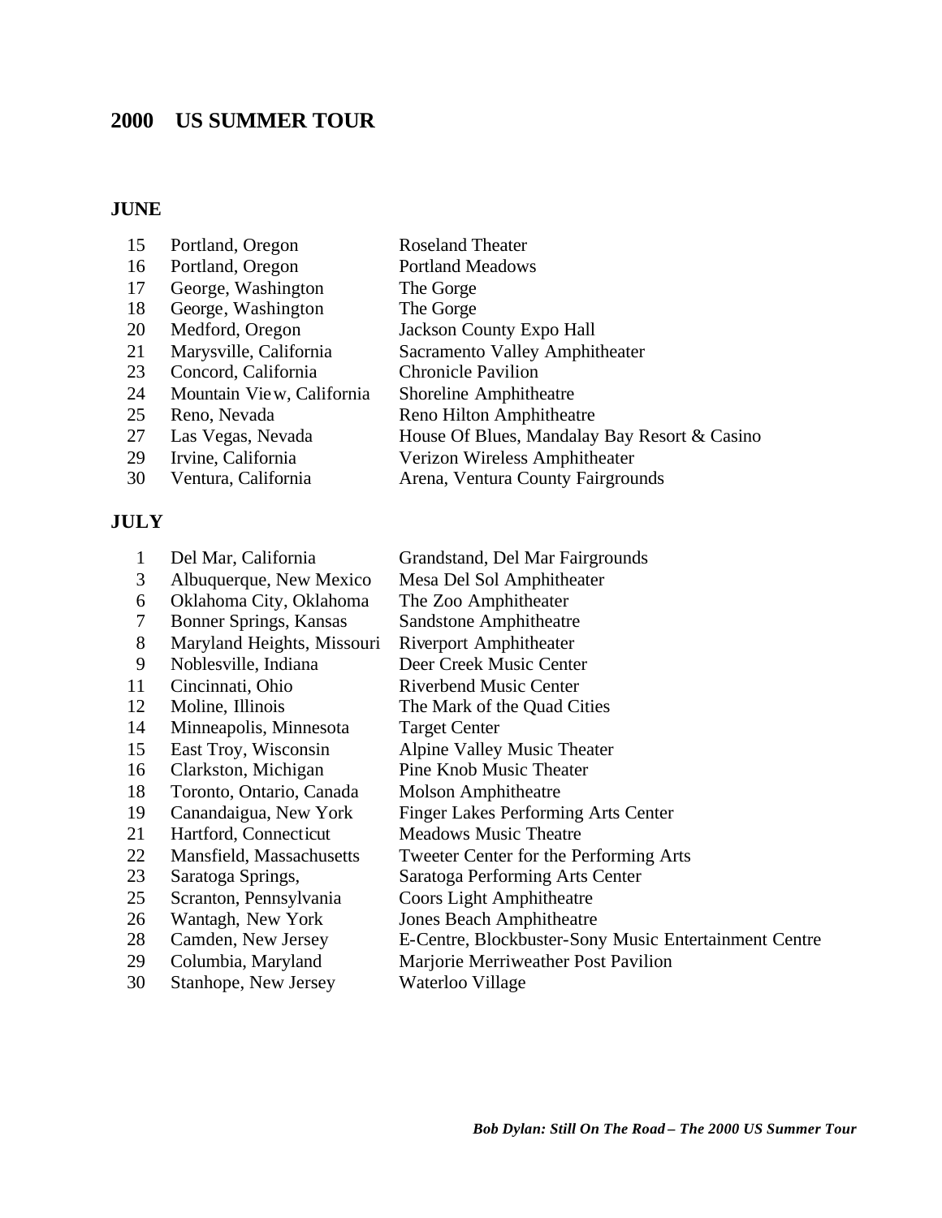## 2000 US SUMMER TOUR

### JUNE

| | | |
|---|---|---|
| 15 | Portland, Oregon | Roseland Theater |
| 16 | Portland, Oregon | Portland Meadows |
| 17 | George, Washington | The Gorge |
| 18 | George, Washington | The Gorge |
| 20 | Medford, Oregon | Jackson County Expo Hall |
| 21 | Marysville, California | Sacramento Valley Amphitheater |
| 23 | Concord, California | Chronicle Pavilion |
| 24 | Mountain View, California | Shoreline Amphitheatre |
| 25 | Reno, Nevada | Reno Hilton Amphitheatre |
| 27 | Las Vegas, Nevada | House Of Blues, Mandalay Bay Resort & Casino |
| 29 | Irvine, California | Verizon Wireless Amphitheater |
| 30 | Ventura, California | Arena, Ventura County Fairgrounds |

### JULY

| | | |
|---|---|---|
| 1 | Del Mar, California | Grandstand, Del Mar Fairgrounds |
| 3 | Albuquerque, New Mexico | Mesa Del Sol Amphitheater |
| 6 | Oklahoma City, Oklahoma | The Zoo Amphitheater |
| 7 | Bonner Springs, Kansas | Sandstone Amphitheatre |
| 8 | Maryland Heights, Missouri | Riverport Amphitheater |
| 9 | Noblesville, Indiana | Deer Creek Music Center |
| 11 | Cincinnati, Ohio | Riverbend Music Center |
| 12 | Moline, Illinois | The Mark of the Quad Cities |
| 14 | Minneapolis, Minnesota | Target Center |
| 15 | East Troy, Wisconsin | Alpine Valley Music Theater |
| 16 | Clarkston, Michigan | Pine Knob Music Theater |
| 18 | Toronto, Ontario, Canada | Molson Amphitheatre |
| 19 | Canandaigua, New York | Finger Lakes Performing Arts Center |
| 21 | Hartford, Connecticut | Meadows Music Theatre |
| 22 | Mansfield, Massachusetts | Tweeter Center for the Performing Arts |
| 23 | Saratoga Springs, | Saratoga Performing Arts Center |
| 25 | Scranton, Pennsylvania | Coors Light Amphitheatre |
| 26 | Wantagh, New York | Jones Beach Amphitheatre |
| 28 | Camden, New Jersey | E-Centre, Blockbuster-Sony Music Entertainment Centre |
| 29 | Columbia, Maryland | Marjorie Merriweather Post Pavilion |
| 30 | Stanhope, New Jersey | Waterloo Village |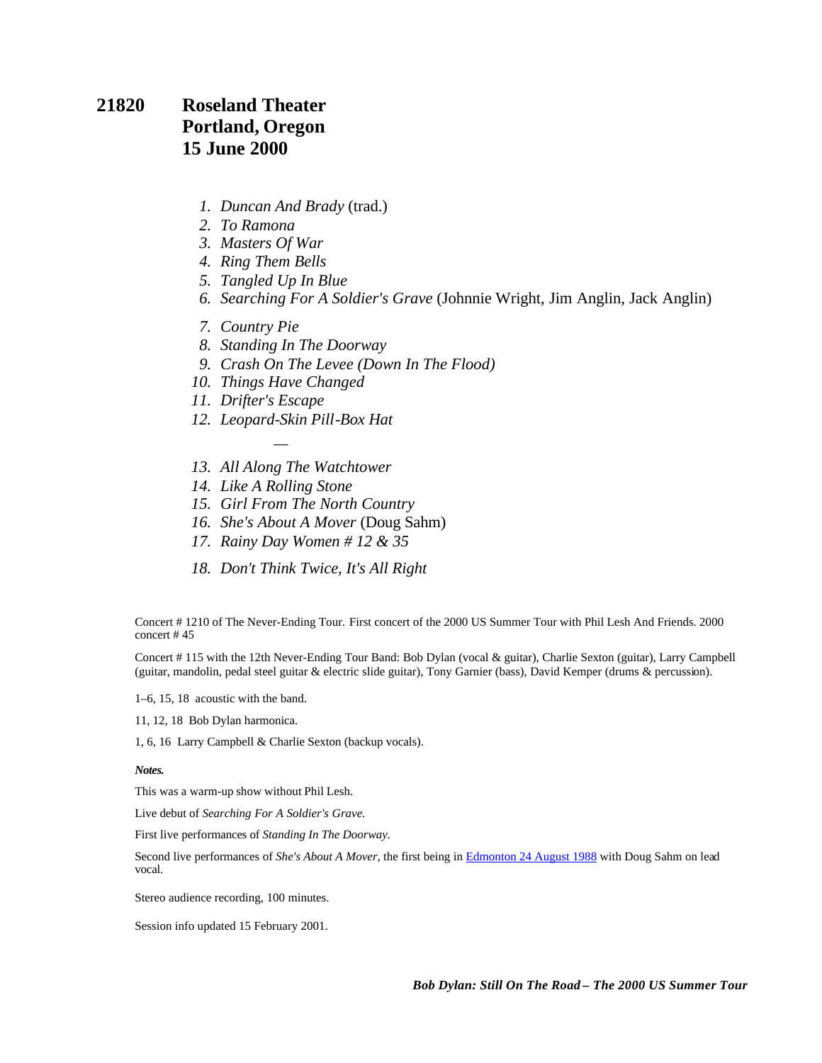## 21820 Roseland Theater Portland, Oregon 15 June 2000

1. *Duncan And Brady* (trad.)
2. *To Ramona*
3. *Masters Of War*
4. *Ring Them Bells*
5. *Tangled Up In Blue*
6. *Searching For A Soldier's Grave* (Johnnie Wright, Jim Anglin, Jack Anglin)
7. *Country Pie*
8. *Standing In The Doorway*
9. *Crash On The Levee (Down In The Flood)*
10. *Things Have Changed*
11. *Drifter's Escape*
12. *Leopard-Skin Pill-Box Hat*

—

13. *All Along The Watchtower*
14. *Like A Rolling Stone*
15. *Girl From The North Country*
16. *She's About A Mover* (Doug Sahm)
17. *Rainy Day Women # 12 & 35*
18. *Don't Think Twice, It's All Right*

Concert # 1210 of The Never-Ending Tour. First concert of the 2000 US Summer Tour with Phil Lesh And Friends. 2000 concert # 45

Concert # 115 with the 12th Never-Ending Tour Band: Bob Dylan (vocal & guitar), Charlie Sexton (guitar), Larry Campbell (guitar, mandolin, pedal steel guitar & electric slide guitar), Tony Garnier (bass), David Kemper (drums & percussion).

1–6, 15, 18 acoustic with the band.

11, 12, 18 Bob Dylan harmonica.

1, 6, 16 Larry Campbell & Charlie Sexton (backup vocals).

***Notes.***

This was a warm-up show without Phil Lesh.

Live debut of *Searching For A Soldier's Grave.*

First live performances of *Standing In The Doorway.*

Second live performances of *She's About A Mover,* the first being in Edmonton 24 August 1988 with Doug Sahm on lead vocal.

Stereo audience recording, 100 minutes.

Session info updated 15 February 2001.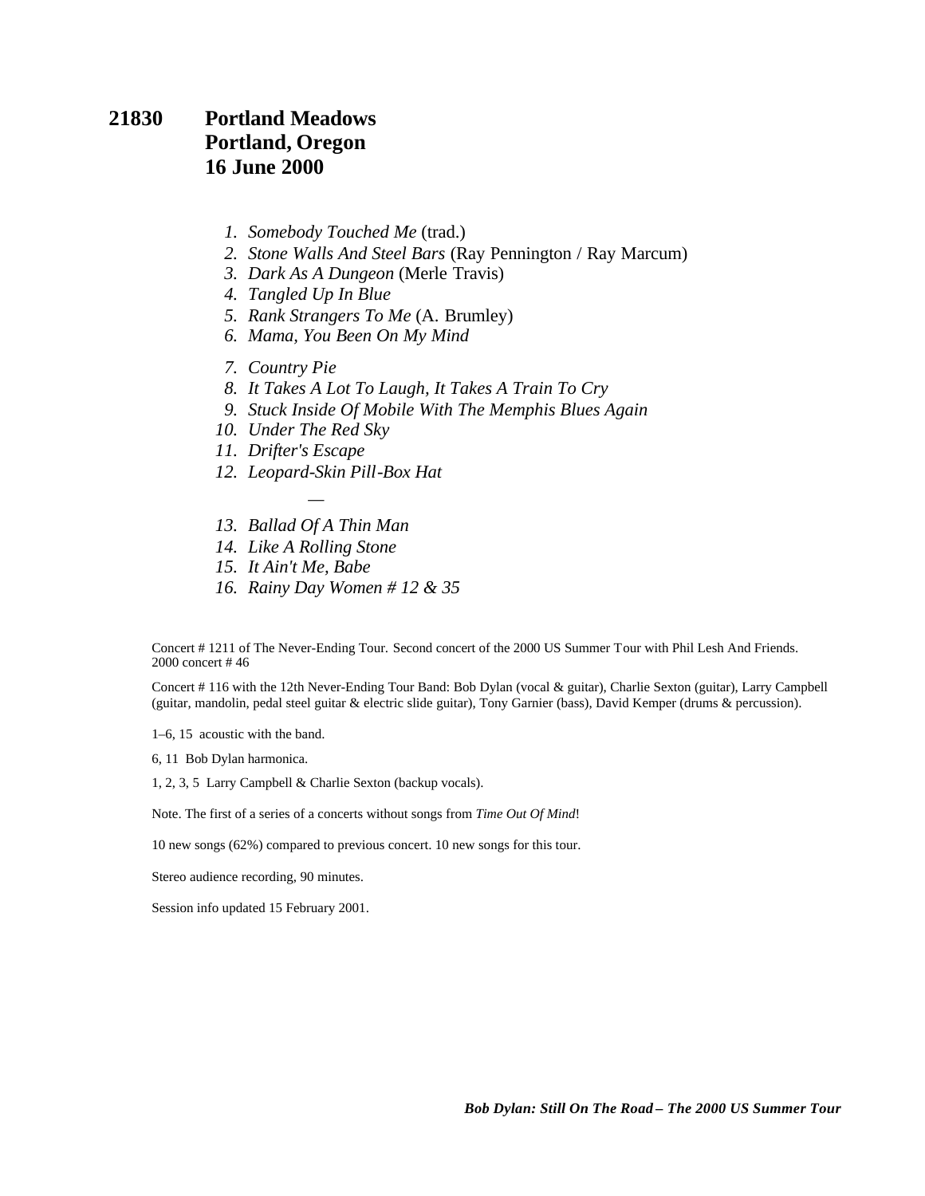# 21830 Portland Meadows
# Portland, Oregon
# 16 June 2000

1. *Somebody Touched Me* (trad.)
2. *Stone Walls And Steel Bars* (Ray Pennington / Ray Marcum)
3. *Dark As A Dungeon* (Merle Travis)
4. *Tangled Up In Blue*
5. *Rank Strangers To Me* (A. Brumley)
6. *Mama, You Been On My Mind*
7. *Country Pie*
8. *It Takes A Lot To Laugh, It Takes A Train To Cry*
9. *Stuck Inside Of Mobile With The Memphis Blues Again*
10. *Under The Red Sky*
11. *Drifter's Escape*
12. *Leopard-Skin Pill-Box Hat*

—

13. *Ballad Of A Thin Man*
14. *Like A Rolling Stone*
15. *It Ain't Me, Babe*
16. *Rainy Day Women # 12 & 35*

Concert # 1211 of The Never-Ending Tour. Second concert of the 2000 US Summer Tour with Phil Lesh And Friends. 2000 concert # 46

Concert # 116 with the 12th Never-Ending Tour Band: Bob Dylan (vocal & guitar), Charlie Sexton (guitar), Larry Campbell (guitar, mandolin, pedal steel guitar & electric slide guitar), Tony Garnier (bass), David Kemper (drums & percussion).

1–6, 15 acoustic with the band.

6, 11 Bob Dylan harmonica.

1, 2, 3, 5 Larry Campbell & Charlie Sexton (backup vocals).

Note. The first of a series of a concerts without songs from *Time Out Of Mind*!

10 new songs (62%) compared to previous concert. 10 new songs for this tour.

Stereo audience recording, 90 minutes.

Session info updated 15 February 2001.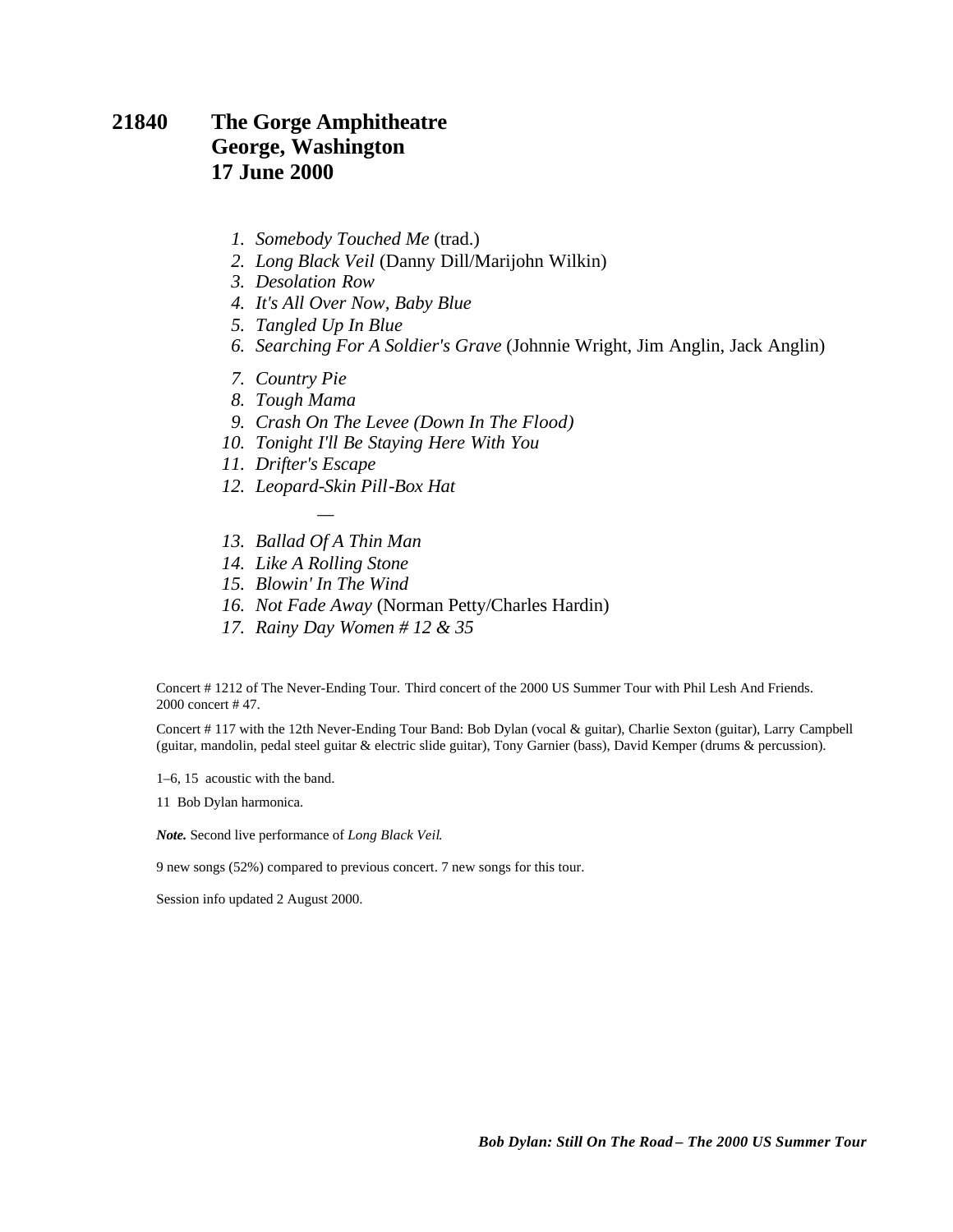## 21840 The Gorge Amphitheatre
## George, Washington
## 17 June 2000

1. *Somebody Touched Me* (trad.)
2. *Long Black Veil* (Danny Dill/Marijohn Wilkin)
3. *Desolation Row*
4. *It's All Over Now, Baby Blue*
5. *Tangled Up In Blue*
6. *Searching For A Soldier's Grave* (Johnnie Wright, Jim Anglin, Jack Anglin)
7. *Country Pie*
8. *Tough Mama*
9. *Crash On The Levee (Down In The Flood)*
10. *Tonight I'll Be Staying Here With You*
11. *Drifter's Escape*
12. *Leopard-Skin Pill-Box Hat*

—

13. *Ballad Of A Thin Man*
14. *Like A Rolling Stone*
15. *Blowin' In The Wind*
16. *Not Fade Away* (Norman Petty/Charles Hardin)
17. *Rainy Day Women # 12 & 35*

Concert # 1212 of The Never-Ending Tour. Third concert of the 2000 US Summer Tour with Phil Lesh And Friends. 2000 concert # 47.

Concert # 117 with the 12th Never-Ending Tour Band: Bob Dylan (vocal & guitar), Charlie Sexton (guitar), Larry Campbell (guitar, mandolin, pedal steel guitar & electric slide guitar), Tony Garnier (bass), David Kemper (drums & percussion).

1–6, 15 acoustic with the band.

11 Bob Dylan harmonica.

***Note.*** Second live performance of *Long Black Veil*.

9 new songs (52%) compared to previous concert. 7 new songs for this tour.

Session info updated 2 August 2000.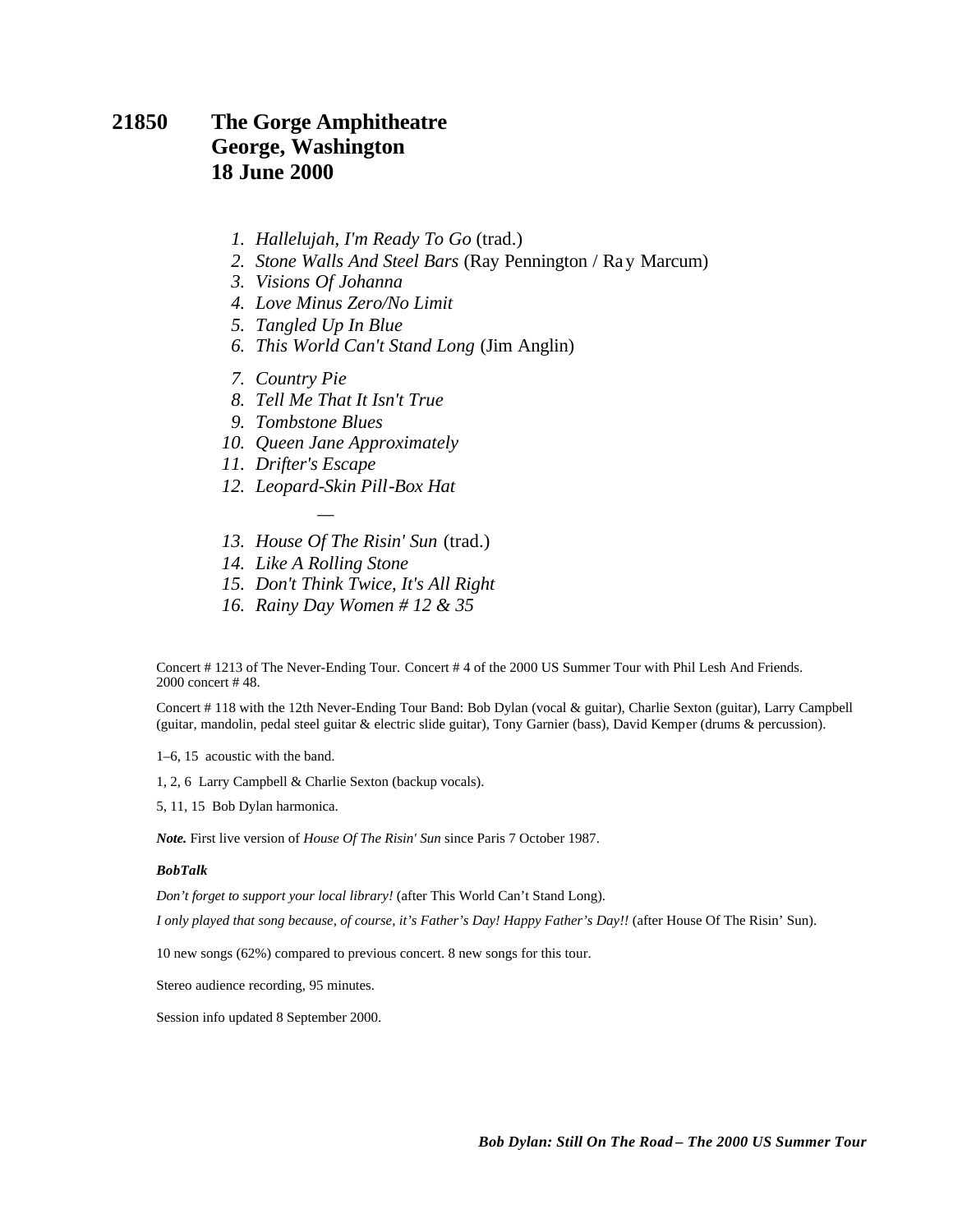# 21850 The Gorge Amphitheatre George, Washington 18 June 2000

1. *Hallelujah, I'm Ready To Go* (trad.)
2. *Stone Walls And Steel Bars* (Ray Pennington / Ray Marcum)
3. *Visions Of Johanna*
4. *Love Minus Zero/No Limit*
5. *Tangled Up In Blue*
6. *This World Can't Stand Long* (Jim Anglin)
7. *Country Pie*
8. *Tell Me That It Isn't True*
9. *Tombstone Blues*
10. *Queen Jane Approximately*
11. *Drifter's Escape*
12. *Leopard-Skin Pill-Box Hat*

—

13. *House Of The Risin' Sun* (trad.)
14. *Like A Rolling Stone*
15. *Don't Think Twice, It's All Right*
16. *Rainy Day Women # 12 & 35*

Concert # 1213 of The Never-Ending Tour. Concert # 4 of the 2000 US Summer Tour with Phil Lesh And Friends. 2000 concert # 48.

Concert # 118 with the 12th Never-Ending Tour Band: Bob Dylan (vocal & guitar), Charlie Sexton (guitar), Larry Campbell (guitar, mandolin, pedal steel guitar & electric slide guitar), Tony Garnier (bass), David Kemper (drums & percussion).

1–6, 15 acoustic with the band.

1, 2, 6 Larry Campbell & Charlie Sexton (backup vocals).

5, 11, 15 Bob Dylan harmonica.

***Note.*** First live version of *House Of The Risin' Sun* since Paris 7 October 1987.

***BobTalk***

*Don't forget to support your local library!* (after This World Can't Stand Long).

*I only played that song because, of course, it's Father's Day! Happy Father's Day!!* (after House Of The Risin' Sun).

10 new songs (62%) compared to previous concert. 8 new songs for this tour.

Stereo audience recording, 95 minutes.

Session info updated 8 September 2000.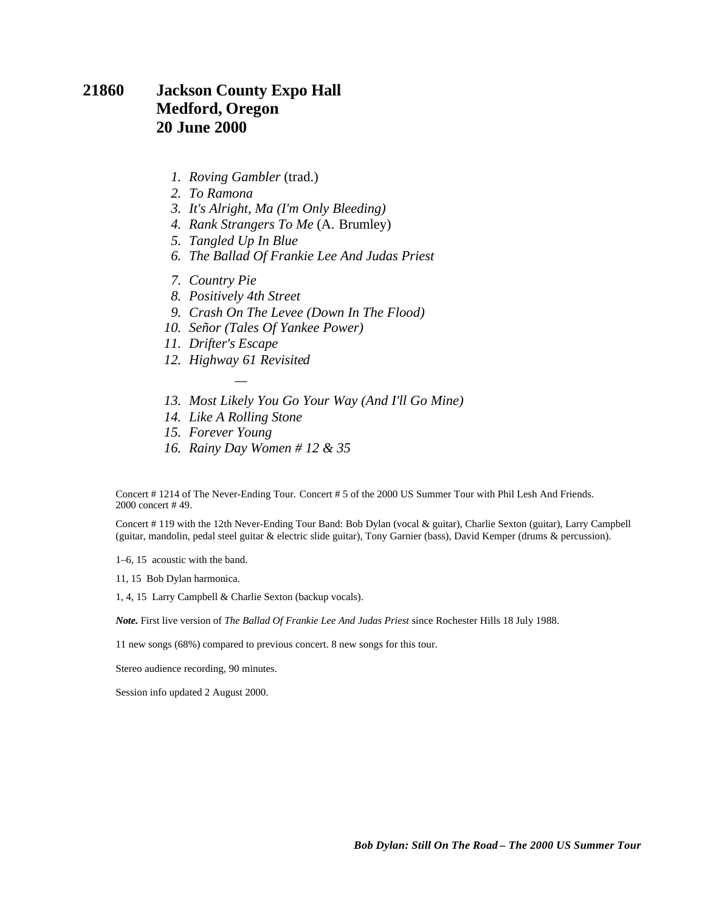## 21860 Jackson County Expo Hall
## Medford, Oregon
## 20 June 2000

1. *Roving Gambler* (trad.)
2. *To Ramona*
3. *It's Alright, Ma (I'm Only Bleeding)*
4. *Rank Strangers To Me* (A. Brumley)
5. *Tangled Up In Blue*
6. *The Ballad Of Frankie Lee And Judas Priest*
7. *Country Pie*
8. *Positively 4th Street*
9. *Crash On The Levee (Down In The Flood)*
10. *Señor (Tales Of Yankee Power)*
11. *Drifter's Escape*
12. *Highway 61 Revisited*

—

13. *Most Likely You Go Your Way (And I'll Go Mine)*
14. *Like A Rolling Stone*
15. *Forever Young*
16. *Rainy Day Women # 12 & 35*

Concert # 1214 of The Never-Ending Tour. Concert # 5 of the 2000 US Summer Tour with Phil Lesh And Friends. 2000 concert # 49.

Concert # 119 with the 12th Never-Ending Tour Band: Bob Dylan (vocal & guitar), Charlie Sexton (guitar), Larry Campbell (guitar, mandolin, pedal steel guitar & electric slide guitar), Tony Garnier (bass), David Kemper (drums & percussion).

1–6, 15 acoustic with the band.

11, 15 Bob Dylan harmonica.

1, 4, 15 Larry Campbell & Charlie Sexton (backup vocals).

***Note.*** First live version of *The Ballad Of Frankie Lee And Judas Priest* since Rochester Hills 18 July 1988.

11 new songs (68%) compared to previous concert. 8 new songs for this tour.

Stereo audience recording, 90 minutes.

Session info updated 2 August 2000.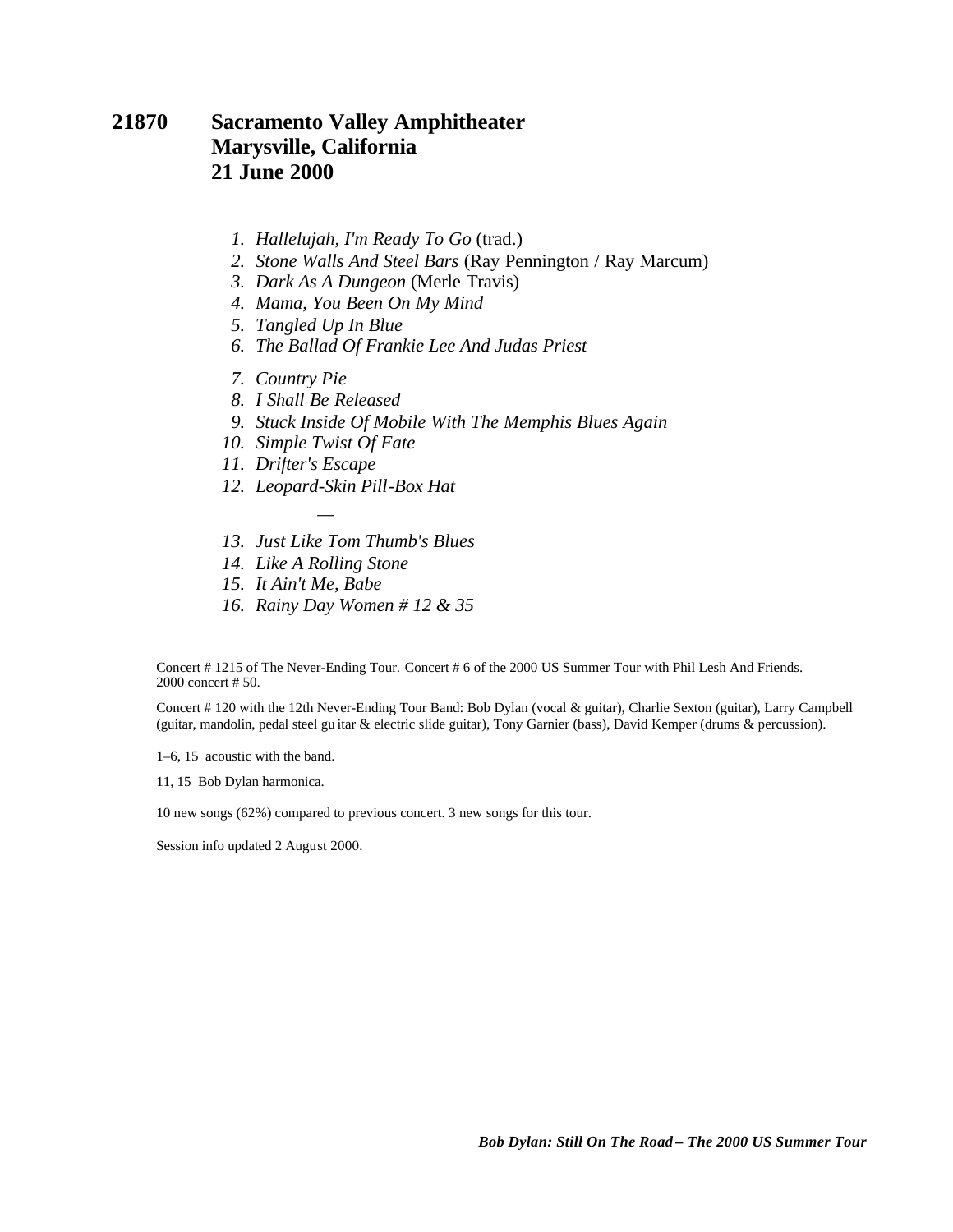## 21870 Sacramento Valley Amphitheater
## Marysville, California
## 21 June 2000

1. *Hallelujah, I'm Ready To Go* (trad.)
2. *Stone Walls And Steel Bars* (Ray Pennington / Ray Marcum)
3. *Dark As A Dungeon* (Merle Travis)
4. *Mama, You Been On My Mind*
5. *Tangled Up In Blue*
6. *The Ballad Of Frankie Lee And Judas Priest*
7. *Country Pie*
8. *I Shall Be Released*
9. *Stuck Inside Of Mobile With The Memphis Blues Again*
10. *Simple Twist Of Fate*
11. *Drifter's Escape*
12. *Leopard-Skin Pill-Box Hat*

—

13. *Just Like Tom Thumb's Blues*
14. *Like A Rolling Stone*
15. *It Ain't Me, Babe*
16. *Rainy Day Women # 12 & 35*

Concert # 1215 of The Never-Ending Tour. Concert # 6 of the 2000 US Summer Tour with Phil Lesh And Friends. 2000 concert # 50.

Concert # 120 with the 12th Never-Ending Tour Band: Bob Dylan (vocal & guitar), Charlie Sexton (guitar), Larry Campbell (guitar, mandolin, pedal steel guitar & electric slide guitar), Tony Garnier (bass), David Kemper (drums & percussion).

1–6, 15 acoustic with the band.

11, 15 Bob Dylan harmonica.

10 new songs (62%) compared to previous concert. 3 new songs for this tour.

Session info updated 2 August 2000.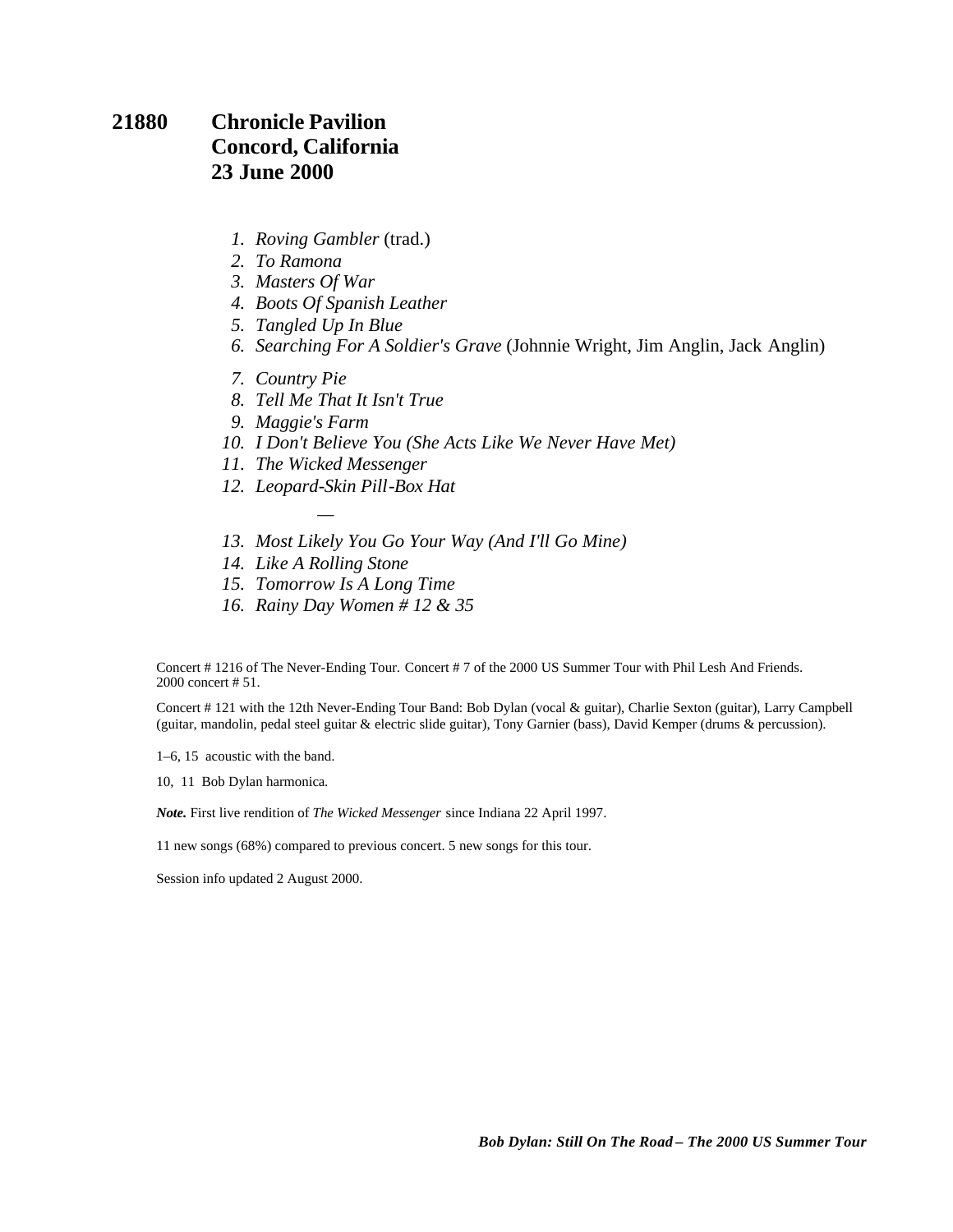**21880 Chronicle Pavilion**
**Concord, California**
**23 June 2000**

1. *Roving Gambler* (trad.)
2. *To Ramona*
3. *Masters Of War*
4. *Boots Of Spanish Leather*
5. *Tangled Up In Blue*
6. *Searching For A Soldier's Grave* (Johnnie Wright, Jim Anglin, Jack Anglin)
7. *Country Pie*
8. *Tell Me That It Isn't True*
9. *Maggie's Farm*
10. *I Don't Believe You (She Acts Like We Never Have Met)*
11. *The Wicked Messenger*
12. *Leopard-Skin Pill-Box Hat*

—

13. *Most Likely You Go Your Way (And I'll Go Mine)*
14. *Like A Rolling Stone*
15. *Tomorrow Is A Long Time*
16. *Rainy Day Women # 12 & 35*

Concert # 1216 of The Never-Ending Tour. Concert # 7 of the 2000 US Summer Tour with Phil Lesh And Friends. 2000 concert # 51.

Concert # 121 with the 12th Never-Ending Tour Band: Bob Dylan (vocal & guitar), Charlie Sexton (guitar), Larry Campbell (guitar, mandolin, pedal steel guitar & electric slide guitar), Tony Garnier (bass), David Kemper (drums & percussion).

1–6, 15 acoustic with the band.

10, 11 Bob Dylan harmonica.

***Note.*** First live rendition of *The Wicked Messenger* since Indiana 22 April 1997.

11 new songs (68%) compared to previous concert. 5 new songs for this tour.

Session info updated 2 August 2000.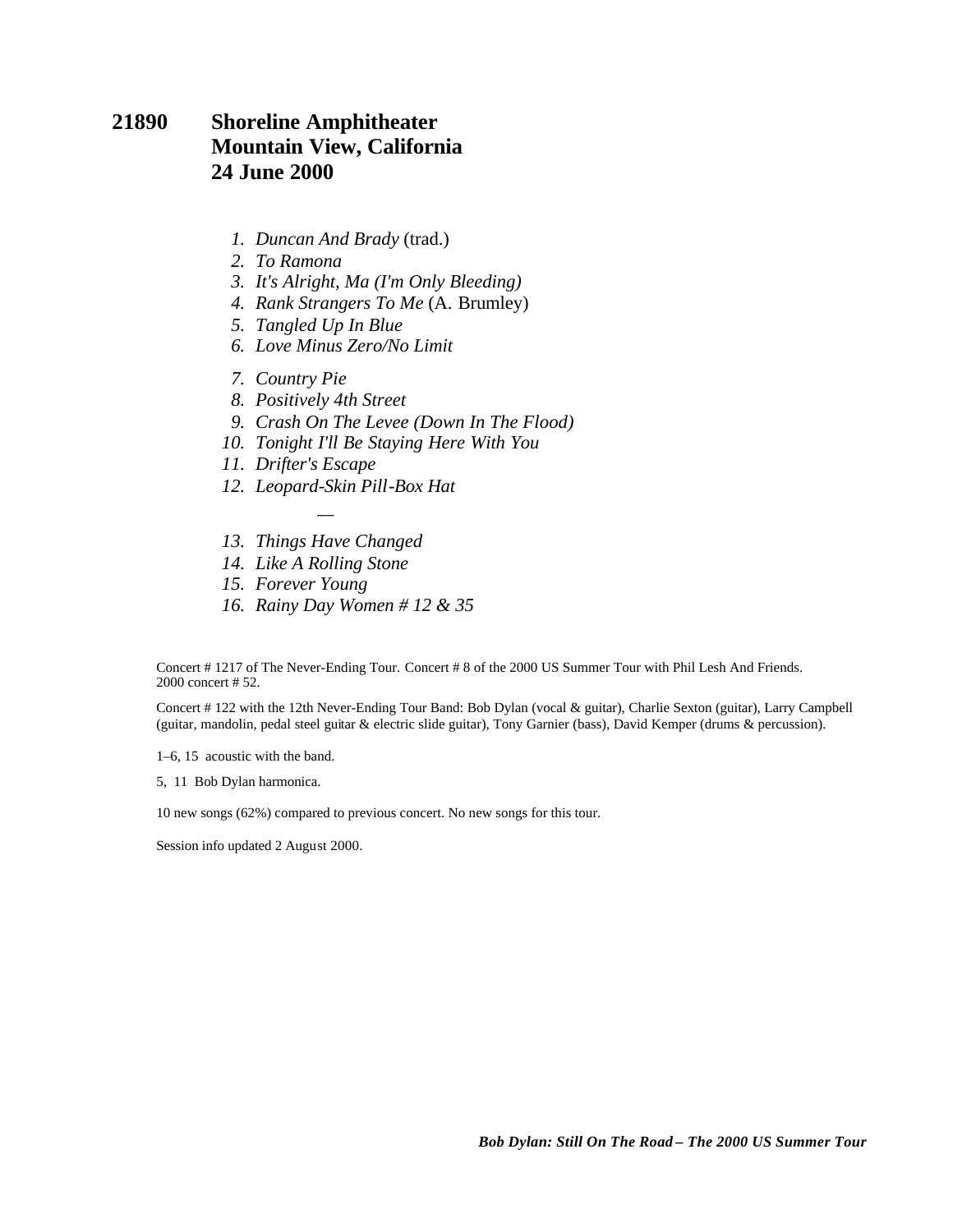## 21890 Shoreline Amphitheater
## Mountain View, California
## 24 June 2000

1. *Duncan And Brady* (trad.)
2. *To Ramona*
3. *It's Alright, Ma (I'm Only Bleeding)*
4. *Rank Strangers To Me* (A. Brumley)
5. *Tangled Up In Blue*
6. *Love Minus Zero/No Limit*
7. *Country Pie*
8. *Positively 4th Street*
9. *Crash On The Levee (Down In The Flood)*
10. *Tonight I'll Be Staying Here With You*
11. *Drifter's Escape*
12. *Leopard-Skin Pill-Box Hat*

—

13. *Things Have Changed*
14. *Like A Rolling Stone*
15. *Forever Young*
16. *Rainy Day Women # 12 & 35*

Concert # 1217 of The Never-Ending Tour. Concert # 8 of the 2000 US Summer Tour with Phil Lesh And Friends. 2000 concert # 52.

Concert # 122 with the 12th Never-Ending Tour Band: Bob Dylan (vocal & guitar), Charlie Sexton (guitar), Larry Campbell (guitar, mandolin, pedal steel guitar & electric slide guitar), Tony Garnier (bass), David Kemper (drums & percussion).

1–6, 15 acoustic with the band.

5, 11 Bob Dylan harmonica.

10 new songs (62%) compared to previous concert. No new songs for this tour.

Session info updated 2 August 2000.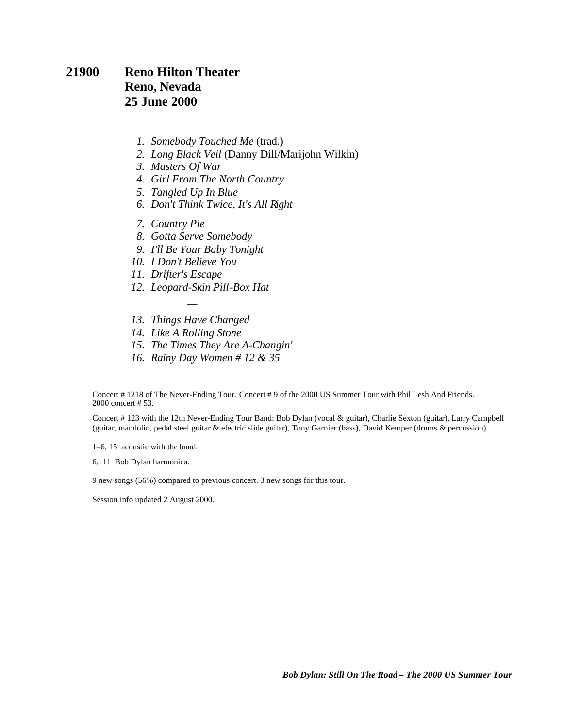## 21900 Reno Hilton Theater
## Reno, Nevada
## 25 June 2000

1. *Somebody Touched Me* (trad.)
2. *Long Black Veil* (Danny Dill/Marijohn Wilkin)
3. *Masters Of War*
4. *Girl From The North Country*
5. *Tangled Up In Blue*
6. *Don't Think Twice, It's All Right*
7. *Country Pie*
8. *Gotta Serve Somebody*
9. *I'll Be Your Baby Tonight*
10. *I Don't Believe You*
11. *Drifter's Escape*
12. *Leopard-Skin Pill-Box Hat*

—

13. *Things Have Changed*
14. *Like A Rolling Stone*
15. *The Times They Are A-Changin'*
16. *Rainy Day Women # 12 & 35*

Concert # 1218 of The Never-Ending Tour. Concert # 9 of the 2000 US Summer Tour with Phil Lesh And Friends. 2000 concert # 53.

Concert # 123 with the 12th Never-Ending Tour Band: Bob Dylan (vocal & guitar), Charlie Sexton (guitar), Larry Campbell (guitar, mandolin, pedal steel guitar & electric slide guitar), Tony Garnier (bass), David Kemper (drums & percussion).

1–6, 15 acoustic with the band.

6, 11 Bob Dylan harmonica.

9 new songs (56%) compared to previous concert. 3 new songs for this tour.

Session info updated 2 August 2000.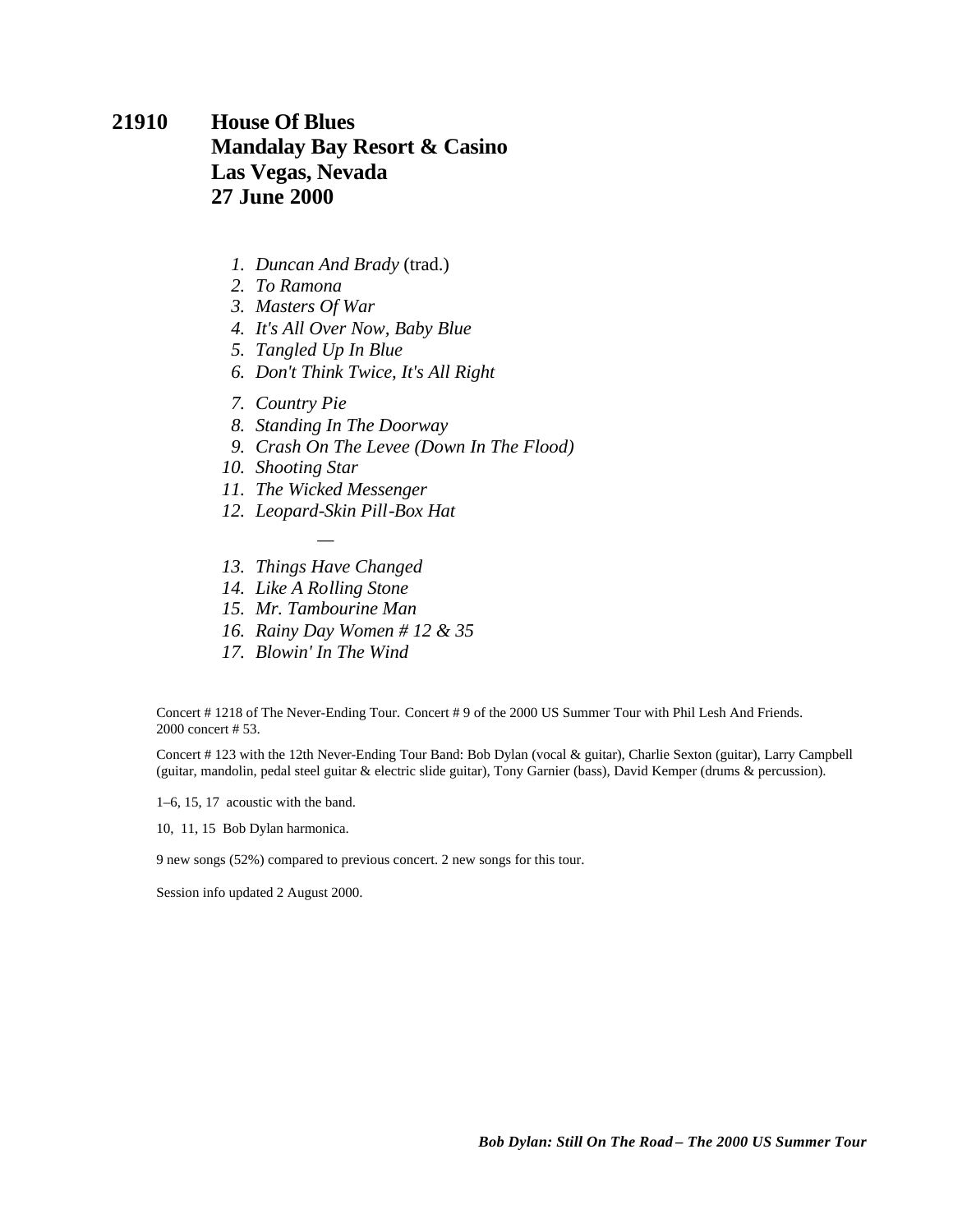**21910 House Of Blues**
**Mandalay Bay Resort & Casino**
**Las Vegas, Nevada**
**27 June 2000**

1. *Duncan And Brady* (trad.)
2. *To Ramona*
3. *Masters Of War*
4. *It's All Over Now, Baby Blue*
5. *Tangled Up In Blue*
6. *Don't Think Twice, It's All Right*
7. *Country Pie*
8. *Standing In The Doorway*
9. *Crash On The Levee (Down In The Flood)*
10. *Shooting Star*
11. *The Wicked Messenger*
12. *Leopard-Skin Pill-Box Hat*

—

13. *Things Have Changed*
14. *Like A Rolling Stone*
15. *Mr. Tambourine Man*
16. *Rainy Day Women # 12 & 35*
17. *Blowin' In The Wind*

Concert # 1218 of The Never-Ending Tour. Concert # 9 of the 2000 US Summer Tour with Phil Lesh And Friends. 2000 concert # 53.

Concert # 123 with the 12th Never-Ending Tour Band: Bob Dylan (vocal & guitar), Charlie Sexton (guitar), Larry Campbell (guitar, mandolin, pedal steel guitar & electric slide guitar), Tony Garnier (bass), David Kemper (drums & percussion).

1–6, 15, 17 acoustic with the band.

10, 11, 15 Bob Dylan harmonica.

9 new songs (52%) compared to previous concert. 2 new songs for this tour.

Session info updated 2 August 2000.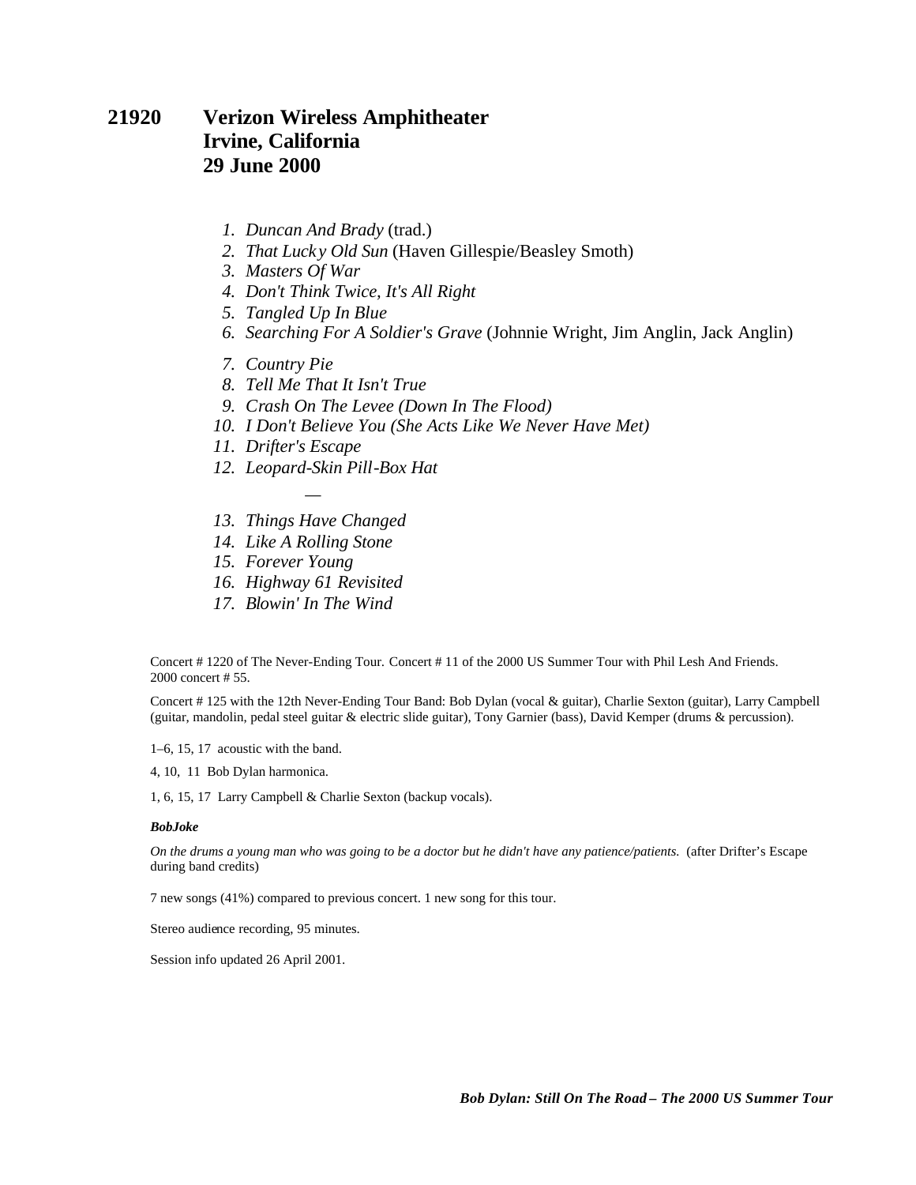# 21920 Verizon Wireless Amphitheater Irvine, California 29 June 2000

1. *Duncan And Brady* (trad.)
2. *That Lucky Old Sun* (Haven Gillespie/Beasley Smoth)
3. *Masters Of War*
4. *Don't Think Twice, It's All Right*
5. *Tangled Up In Blue*
6. *Searching For A Soldier's Grave* (Johnnie Wright, Jim Anglin, Jack Anglin)
7. *Country Pie*
8. *Tell Me That It Isn't True*
9. *Crash On The Levee (Down In The Flood)*
10. *I Don't Believe You (She Acts Like We Never Have Met)*
11. *Drifter's Escape*
12. *Leopard-Skin Pill-Box Hat*

—

13. *Things Have Changed*
14. *Like A Rolling Stone*
15. *Forever Young*
16. *Highway 61 Revisited*
17. *Blowin' In The Wind*

Concert # 1220 of The Never-Ending Tour. Concert # 11 of the 2000 US Summer Tour with Phil Lesh And Friends. 2000 concert # 55.

Concert # 125 with the 12th Never-Ending Tour Band: Bob Dylan (vocal & guitar), Charlie Sexton (guitar), Larry Campbell (guitar, mandolin, pedal steel guitar & electric slide guitar), Tony Garnier (bass), David Kemper (drums & percussion).

1–6, 15, 17 acoustic with the band.

4, 10, 11 Bob Dylan harmonica.

1, 6, 15, 17 Larry Campbell & Charlie Sexton (backup vocals).

***BobJoke***

*On the drums a young man who was going to be a doctor but he didn't have any patience/patients.* (after Drifter's Escape during band credits)

7 new songs (41%) compared to previous concert. 1 new song for this tour.

Stereo audience recording, 95 minutes.

Session info updated 26 April 2001.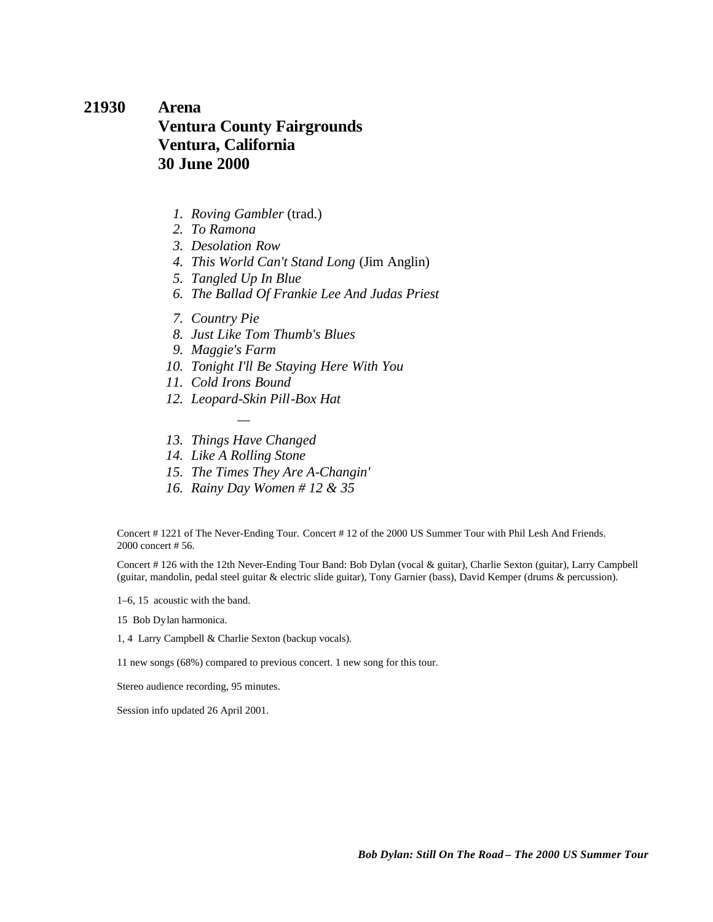**21930 Arena**
**Ventura County Fairgrounds**
**Ventura, California**
**30 June 2000**

1. *Roving Gambler* (trad.)
2. *To Ramona*
3. *Desolation Row*
4. *This World Can't Stand Long* (Jim Anglin)
5. *Tangled Up In Blue*
6. *The Ballad Of Frankie Lee And Judas Priest*
7. *Country Pie*
8. *Just Like Tom Thumb's Blues*
9. *Maggie's Farm*
10. *Tonight I'll Be Staying Here With You*
11. *Cold Irons Bound*
12. *Leopard-Skin Pill-Box Hat*

—

13. *Things Have Changed*
14. *Like A Rolling Stone*
15. *The Times They Are A-Changin'*
16. *Rainy Day Women # 12 & 35*

Concert # 1221 of The Never-Ending Tour. Concert # 12 of the 2000 US Summer Tour with Phil Lesh And Friends. 2000 concert # 56.

Concert # 126 with the 12th Never-Ending Tour Band: Bob Dylan (vocal & guitar), Charlie Sexton (guitar), Larry Campbell (guitar, mandolin, pedal steel guitar & electric slide guitar), Tony Garnier (bass), David Kemper (drums & percussion).

1–6, 15 acoustic with the band.

15 Bob Dylan harmonica.

1, 4 Larry Campbell & Charlie Sexton (backup vocals).

11 new songs (68%) compared to previous concert. 1 new song for this tour.

Stereo audience recording, 95 minutes.

Session info updated 26 April 2001.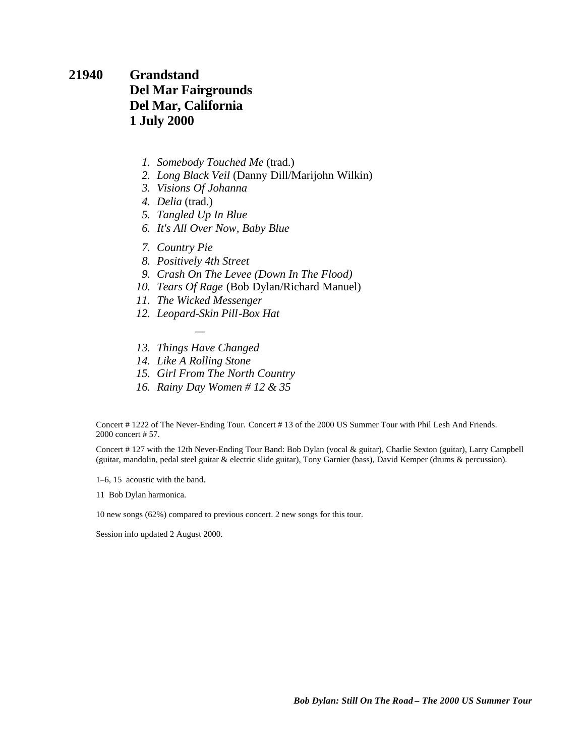## 21940 Grandstand
## Del Mar Fairgrounds
## Del Mar, California
## 1 July 2000

1. *Somebody Touched Me* (trad.)
2. *Long Black Veil* (Danny Dill/Marijohn Wilkin)
3. *Visions Of Johanna*
4. *Delia* (trad.)
5. *Tangled Up In Blue*
6. *It's All Over Now, Baby Blue*
7. *Country Pie*
8. *Positively 4th Street*
9. *Crash On The Levee (Down In The Flood)*
10. *Tears Of Rage* (Bob Dylan/Richard Manuel)
11. *The Wicked Messenger*
12. *Leopard-Skin Pill-Box Hat*

—

13. *Things Have Changed*
14. *Like A Rolling Stone*
15. *Girl From The North Country*
16. *Rainy Day Women # 12 & 35*

Concert # 1222 of The Never-Ending Tour. Concert # 13 of the 2000 US Summer Tour with Phil Lesh And Friends. 2000 concert # 57.

Concert # 127 with the 12th Never-Ending Tour Band: Bob Dylan (vocal & guitar), Charlie Sexton (guitar), Larry Campbell (guitar, mandolin, pedal steel guitar & electric slide guitar), Tony Garnier (bass), David Kemper (drums & percussion).

1–6, 15 acoustic with the band.

11 Bob Dylan harmonica.

10 new songs (62%) compared to previous concert. 2 new songs for this tour.

Session info updated 2 August 2000.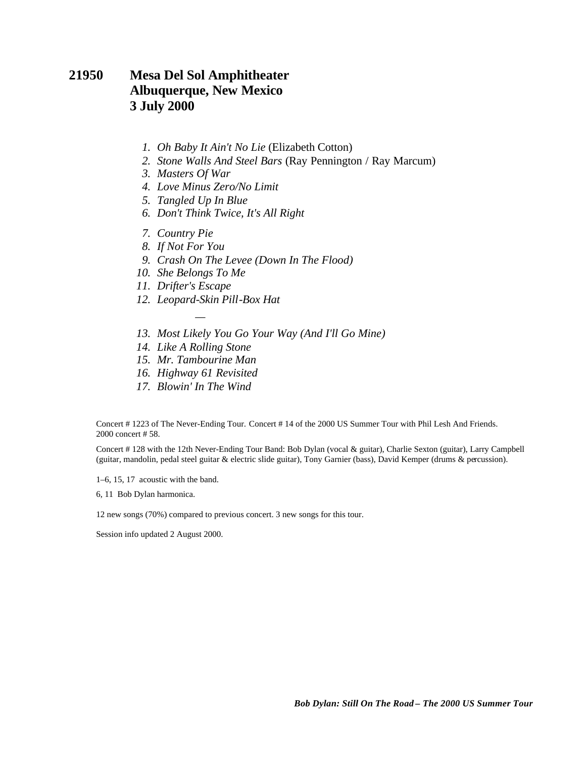## 21950 Mesa Del Sol Amphitheater
## Albuquerque, New Mexico
## 3 July 2000

1. *Oh Baby It Ain't No Lie* (Elizabeth Cotton)
2. *Stone Walls And Steel Bars* (Ray Pennington / Ray Marcum)
3. *Masters Of War*
4. *Love Minus Zero/No Limit*
5. *Tangled Up In Blue*
6. *Don't Think Twice, It's All Right*
7. *Country Pie*
8. *If Not For You*
9. *Crash On The Levee (Down In The Flood)*
10. *She Belongs To Me*
11. *Drifter's Escape*
12. *Leopard-Skin Pill-Box Hat*

—

13. *Most Likely You Go Your Way (And I'll Go Mine)*
14. *Like A Rolling Stone*
15. *Mr. Tambourine Man*
16. *Highway 61 Revisited*
17. *Blowin' In The Wind*

Concert # 1223 of The Never-Ending Tour. Concert # 14 of the 2000 US Summer Tour with Phil Lesh And Friends. 2000 concert # 58.

Concert # 128 with the 12th Never-Ending Tour Band: Bob Dylan (vocal & guitar), Charlie Sexton (guitar), Larry Campbell (guitar, mandolin, pedal steel guitar & electric slide guitar), Tony Garnier (bass), David Kemper (drums & percussion).

1–6, 15, 17 acoustic with the band.

6, 11 Bob Dylan harmonica.

12 new songs (70%) compared to previous concert. 3 new songs for this tour.

Session info updated 2 August 2000.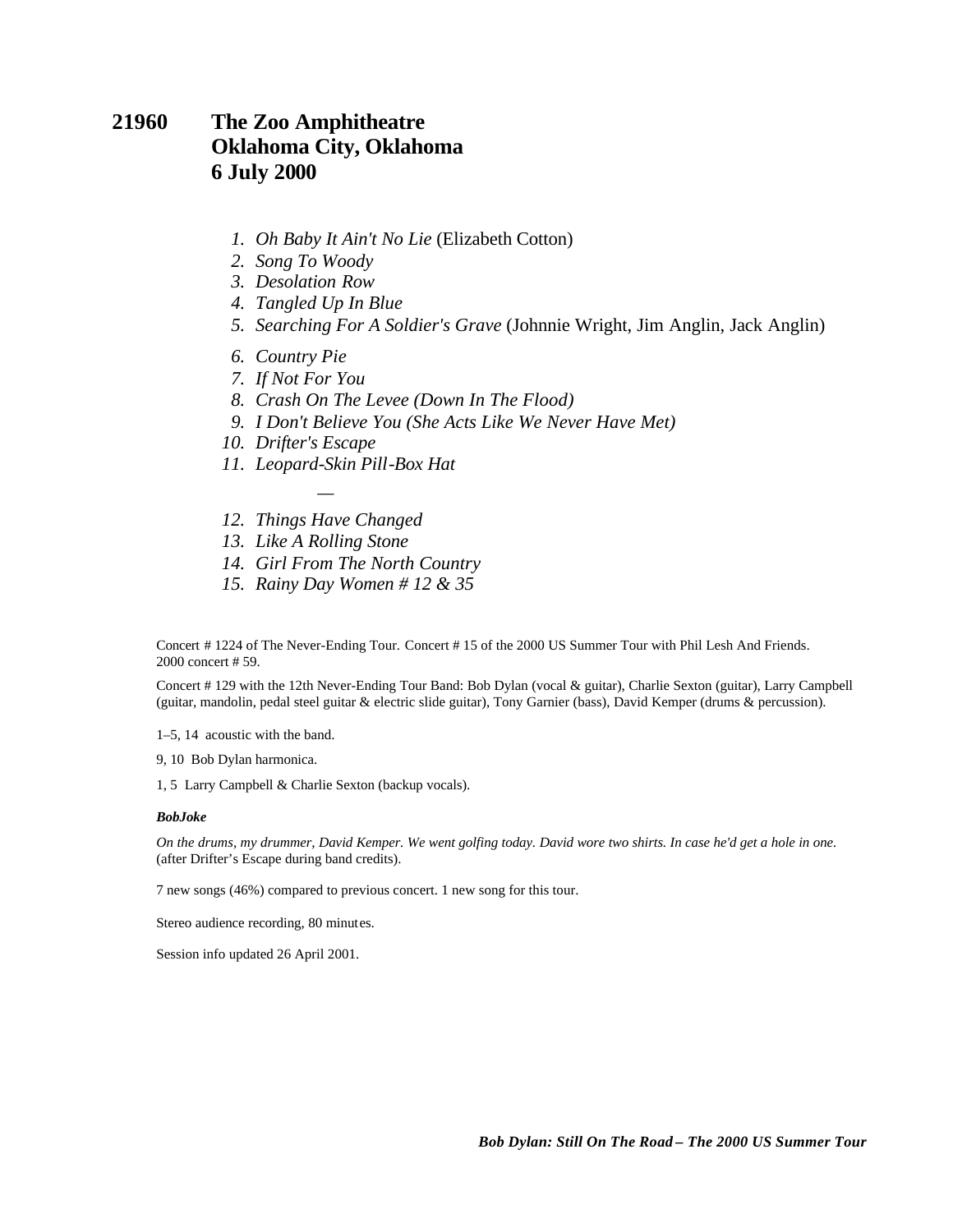## 21960 The Zoo Amphitheatre
## Oklahoma City, Oklahoma
## 6 July 2000

1. *Oh Baby It Ain't No Lie* (Elizabeth Cotton)
2. *Song To Woody*
3. *Desolation Row*
4. *Tangled Up In Blue*
5. *Searching For A Soldier's Grave* (Johnnie Wright, Jim Anglin, Jack Anglin)
6. *Country Pie*
7. *If Not For You*
8. *Crash On The Levee (Down In The Flood)*
9. *I Don't Believe You (She Acts Like We Never Have Met)*
10. *Drifter's Escape*
11. *Leopard-Skin Pill-Box Hat*

—

12. *Things Have Changed*
13. *Like A Rolling Stone*
14. *Girl From The North Country*
15. *Rainy Day Women # 12 & 35*

Concert # 1224 of The Never-Ending Tour. Concert # 15 of the 2000 US Summer Tour with Phil Lesh And Friends. 2000 concert # 59.

Concert # 129 with the 12th Never-Ending Tour Band: Bob Dylan (vocal & guitar), Charlie Sexton (guitar), Larry Campbell (guitar, mandolin, pedal steel guitar & electric slide guitar), Tony Garnier (bass), David Kemper (drums & percussion).

1–5, 14 acoustic with the band.

9, 10 Bob Dylan harmonica.

1, 5 Larry Campbell & Charlie Sexton (backup vocals).

***BobJoke***

*On the drums, my drummer, David Kemper. We went golfing today. David wore two shirts. In case he'd get a hole in one.* (after Drifter's Escape during band credits).

7 new songs (46%) compared to previous concert. 1 new song for this tour.

Stereo audience recording, 80 minutes.

Session info updated 26 April 2001.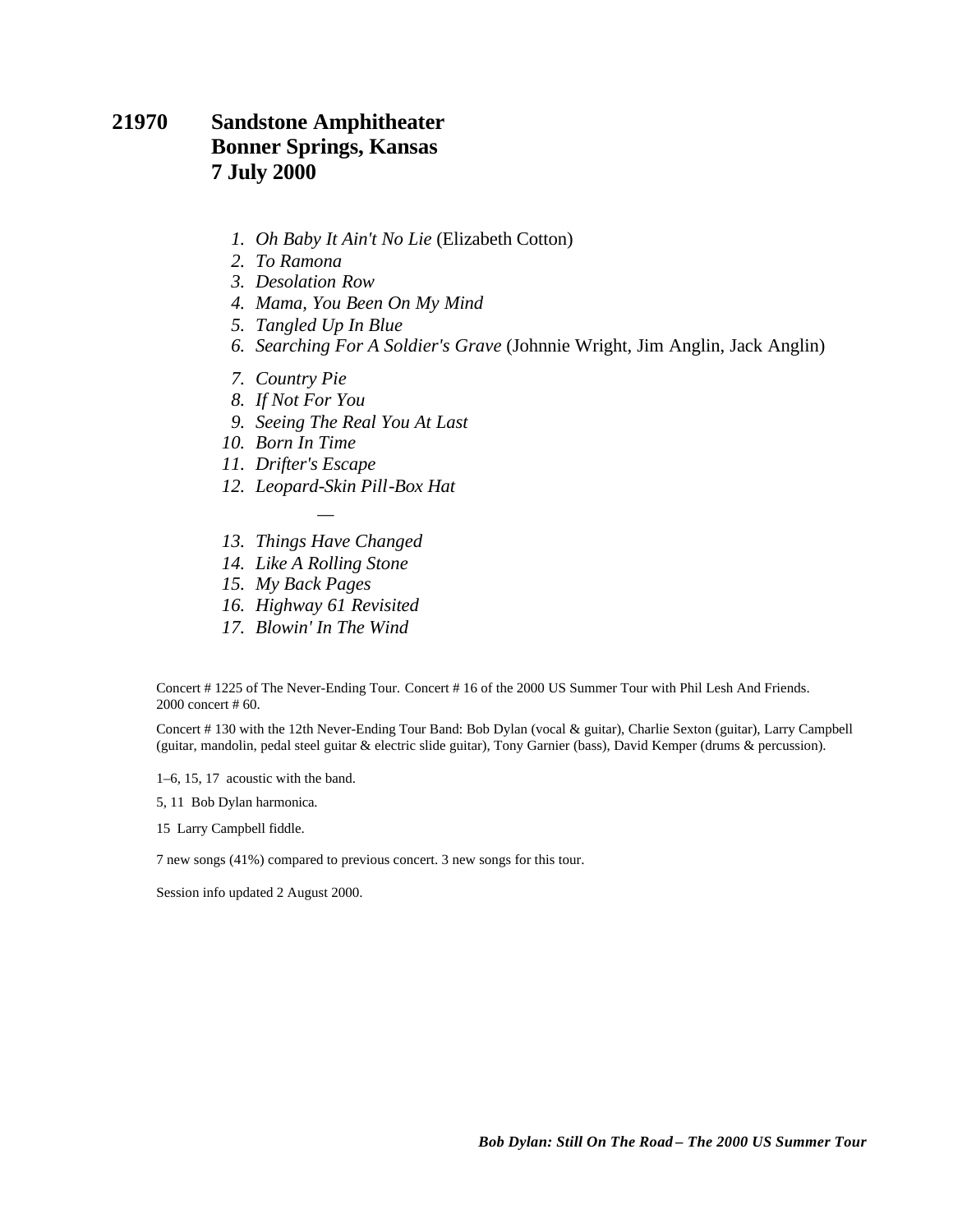## 21970 Sandstone Amphitheater
## Bonner Springs, Kansas
## 7 July 2000

1. *Oh Baby It Ain't No Lie* (Elizabeth Cotton)
2. *To Ramona*
3. *Desolation Row*
4. *Mama, You Been On My Mind*
5. *Tangled Up In Blue*
6. *Searching For A Soldier's Grave* (Johnnie Wright, Jim Anglin, Jack Anglin)
7. *Country Pie*
8. *If Not For You*
9. *Seeing The Real You At Last*
10. *Born In Time*
11. *Drifter's Escape*
12. *Leopard-Skin Pill-Box Hat*

—

13. *Things Have Changed*
14. *Like A Rolling Stone*
15. *My Back Pages*
16. *Highway 61 Revisited*
17. *Blowin' In The Wind*

Concert # 1225 of The Never-Ending Tour. Concert # 16 of the 2000 US Summer Tour with Phil Lesh And Friends. 2000 concert # 60.

Concert # 130 with the 12th Never-Ending Tour Band: Bob Dylan (vocal & guitar), Charlie Sexton (guitar), Larry Campbell (guitar, mandolin, pedal steel guitar & electric slide guitar), Tony Garnier (bass), David Kemper (drums & percussion).

1–6, 15, 17 acoustic with the band.

5, 11 Bob Dylan harmonica.

15 Larry Campbell fiddle.

7 new songs (41%) compared to previous concert. 3 new songs for this tour.

Session info updated 2 August 2000.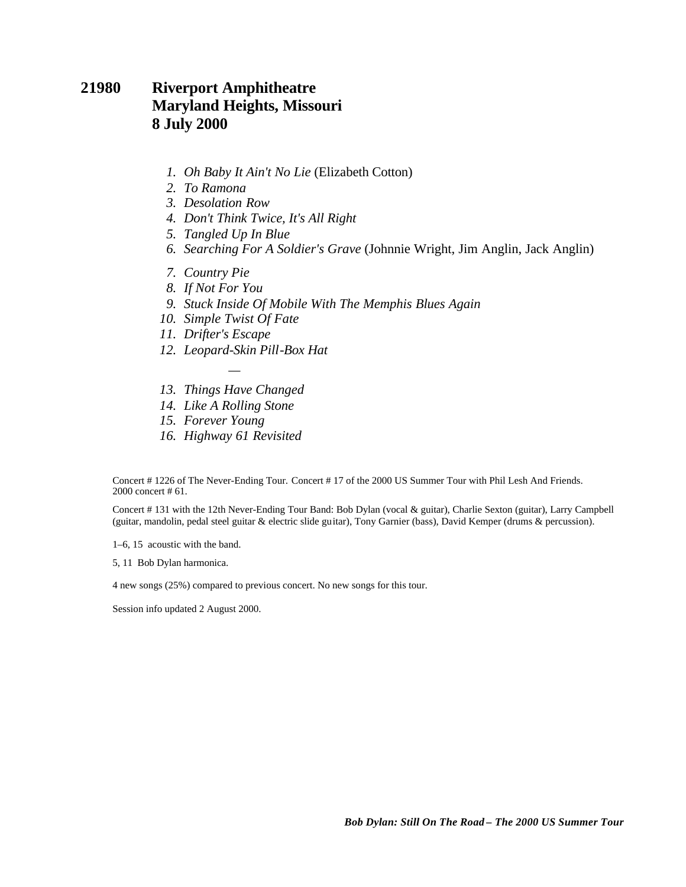# 21980 Riverport Amphitheatre
# Maryland Heights, Missouri
# 8 July 2000

1. *Oh Baby It Ain't No Lie* (Elizabeth Cotton)
2. *To Ramona*
3. *Desolation Row*
4. *Don't Think Twice, It's All Right*
5. *Tangled Up In Blue*
6. *Searching For A Soldier's Grave* (Johnnie Wright, Jim Anglin, Jack Anglin)
7. *Country Pie*
8. *If Not For You*
9. *Stuck Inside Of Mobile With The Memphis Blues Again*
10. *Simple Twist Of Fate*
11. *Drifter's Escape*
12. *Leopard-Skin Pill-Box Hat*

—

13. *Things Have Changed*
14. *Like A Rolling Stone*
15. *Forever Young*
16. *Highway 61 Revisited*

Concert # 1226 of The Never-Ending Tour. Concert # 17 of the 2000 US Summer Tour with Phil Lesh And Friends. 2000 concert # 61.

Concert # 131 with the 12th Never-Ending Tour Band: Bob Dylan (vocal & guitar), Charlie Sexton (guitar), Larry Campbell (guitar, mandolin, pedal steel guitar & electric slide guitar), Tony Garnier (bass), David Kemper (drums & percussion).

1–6, 15 acoustic with the band.

5, 11 Bob Dylan harmonica.

4 new songs (25%) compared to previous concert. No new songs for this tour.

Session info updated 2 August 2000.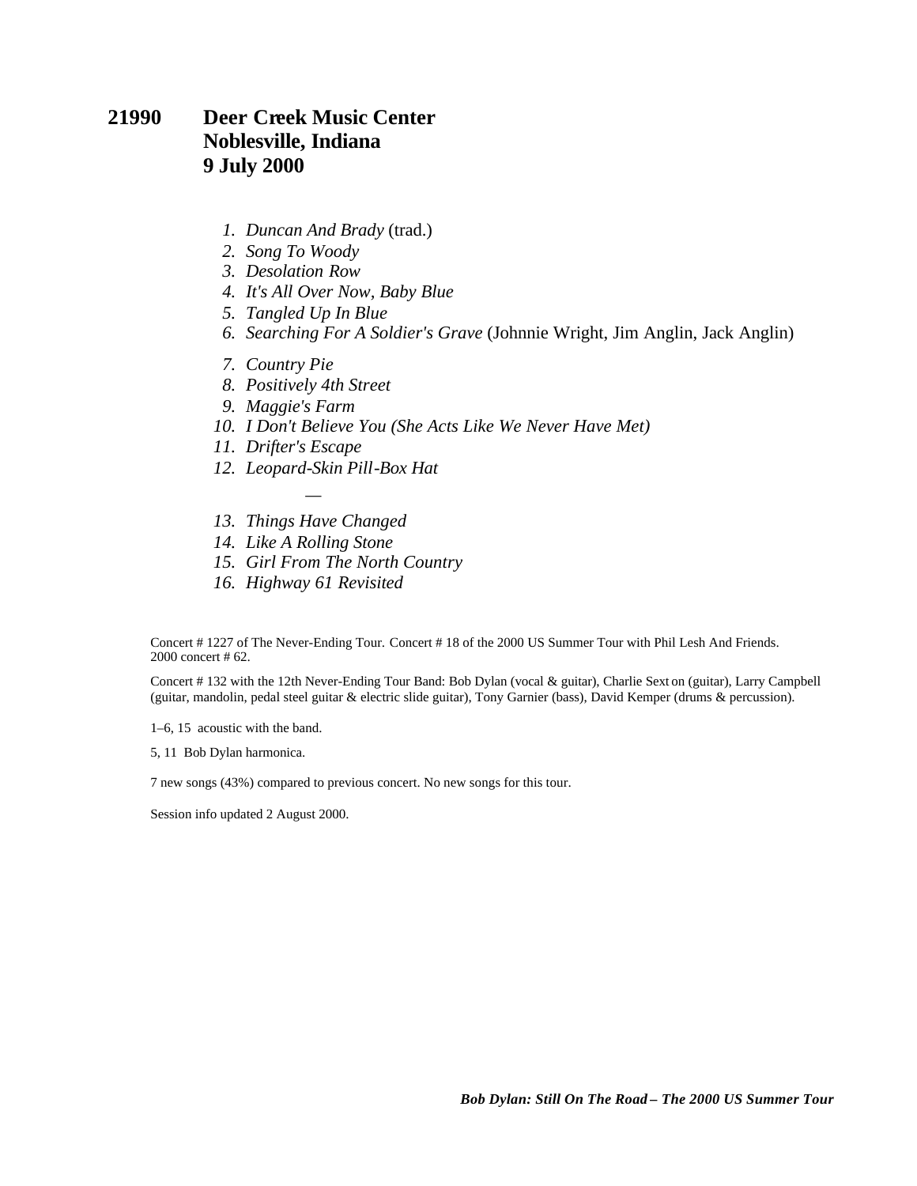## 21990 Deer Creek Music Center
## Noblesville, Indiana
## 9 July 2000

1. *Duncan And Brady* (trad.)
2. *Song To Woody*
3. *Desolation Row*
4. *It's All Over Now, Baby Blue*
5. *Tangled Up In Blue*
6. *Searching For A Soldier's Grave* (Johnnie Wright, Jim Anglin, Jack Anglin)
7. *Country Pie*
8. *Positively 4th Street*
9. *Maggie's Farm*
10. *I Don't Believe You (She Acts Like We Never Have Met)*
11. *Drifter's Escape*
12. *Leopard-Skin Pill-Box Hat*

—

13. *Things Have Changed*
14. *Like A Rolling Stone*
15. *Girl From The North Country*
16. *Highway 61 Revisited*

Concert # 1227 of The Never-Ending Tour. Concert # 18 of the 2000 US Summer Tour with Phil Lesh And Friends. 2000 concert # 62.

Concert # 132 with the 12th Never-Ending Tour Band: Bob Dylan (vocal & guitar), Charlie Sexton (guitar), Larry Campbell (guitar, mandolin, pedal steel guitar & electric slide guitar), Tony Garnier (bass), David Kemper (drums & percussion).

1–6, 15 acoustic with the band.

5, 11 Bob Dylan harmonica.

7 new songs (43%) compared to previous concert. No new songs for this tour.

Session info updated 2 August 2000.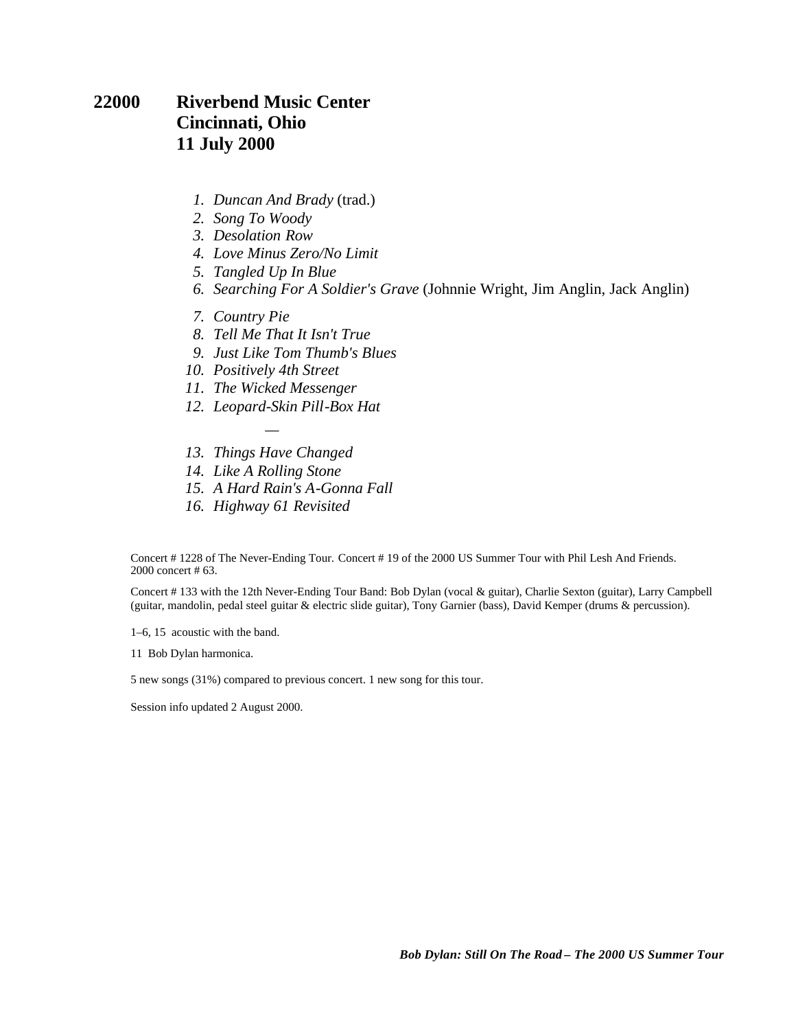## 22000 Riverbend Music Center
## Cincinnati, Ohio
## 11 July 2000

1. *Duncan And Brady* (trad.)
2. *Song To Woody*
3. *Desolation Row*
4. *Love Minus Zero/No Limit*
5. *Tangled Up In Blue*
6. *Searching For A Soldier's Grave* (Johnnie Wright, Jim Anglin, Jack Anglin)
7. *Country Pie*
8. *Tell Me That It Isn't True*
9. *Just Like Tom Thumb's Blues*
10. *Positively 4th Street*
11. *The Wicked Messenger*
12. *Leopard-Skin Pill-Box Hat*

—

13. *Things Have Changed*
14. *Like A Rolling Stone*
15. *A Hard Rain's A-Gonna Fall*
16. *Highway 61 Revisited*

Concert # 1228 of The Never-Ending Tour. Concert # 19 of the 2000 US Summer Tour with Phil Lesh And Friends. 2000 concert # 63.

Concert # 133 with the 12th Never-Ending Tour Band: Bob Dylan (vocal & guitar), Charlie Sexton (guitar), Larry Campbell (guitar, mandolin, pedal steel guitar & electric slide guitar), Tony Garnier (bass), David Kemper (drums & percussion).

1–6, 15 acoustic with the band.

11 Bob Dylan harmonica.

5 new songs (31%) compared to previous concert. 1 new song for this tour.

Session info updated 2 August 2000.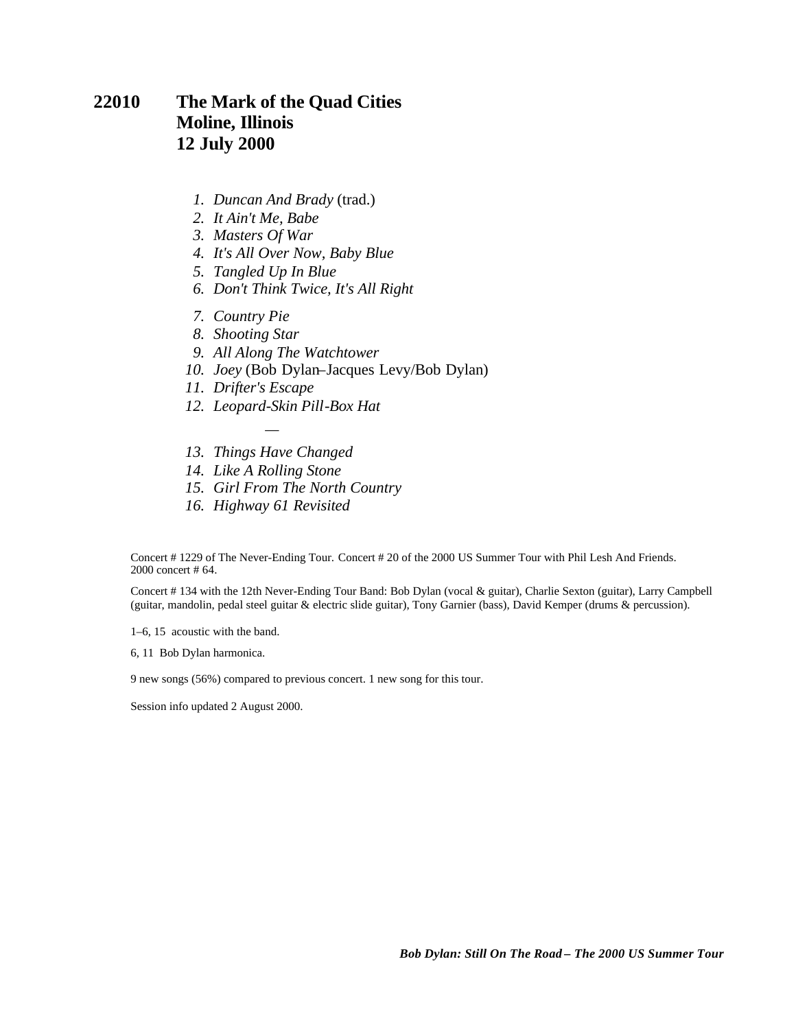# 22010 The Mark of the Quad Cities
# Moline, Illinois
# 12 July 2000

1. *Duncan And Brady* (trad.)
2. *It Ain't Me, Babe*
3. *Masters Of War*
4. *It's All Over Now, Baby Blue*
5. *Tangled Up In Blue*
6. *Don't Think Twice, It's All Right*
7. *Country Pie*
8. *Shooting Star*
9. *All Along The Watchtower*
10. *Joey* (Bob Dylan–Jacques Levy/Bob Dylan)
11. *Drifter's Escape*
12. *Leopard-Skin Pill-Box Hat*

—

13. *Things Have Changed*
14. *Like A Rolling Stone*
15. *Girl From The North Country*
16. *Highway 61 Revisited*

Concert # 1229 of The Never-Ending Tour. Concert # 20 of the 2000 US Summer Tour with Phil Lesh And Friends. 2000 concert # 64.

Concert # 134 with the 12th Never-Ending Tour Band: Bob Dylan (vocal & guitar), Charlie Sexton (guitar), Larry Campbell (guitar, mandolin, pedal steel guitar & electric slide guitar), Tony Garnier (bass), David Kemper (drums & percussion).

1–6, 15 acoustic with the band.

6, 11 Bob Dylan harmonica.

9 new songs (56%) compared to previous concert. 1 new song for this tour.

Session info updated 2 August 2000.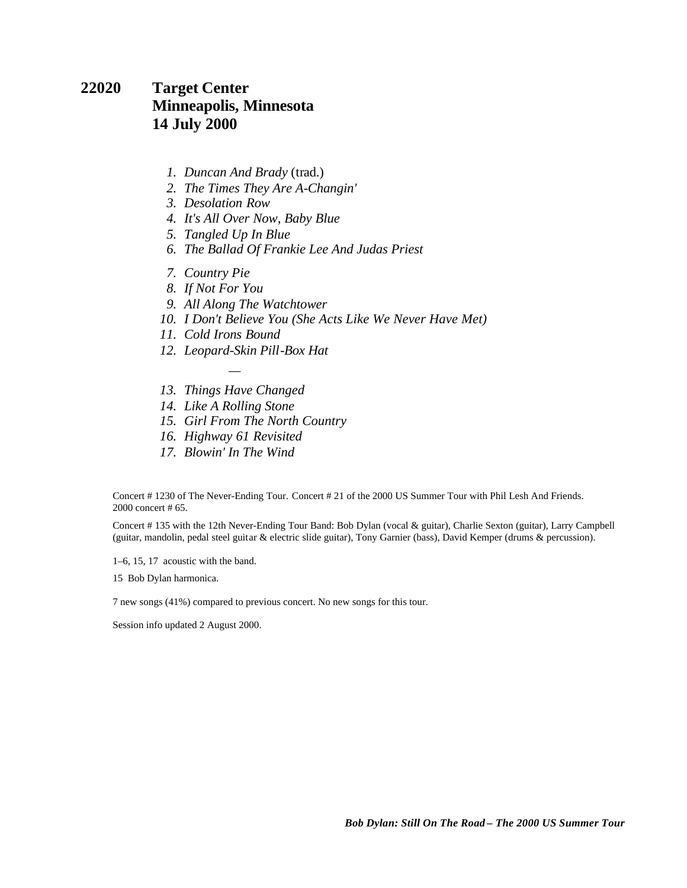## 22020 Target Center
## Minneapolis, Minnesota
## 14 July 2000

1. *Duncan And Brady* (trad.)
2. *The Times They Are A-Changin'*
3. *Desolation Row*
4. *It's All Over Now, Baby Blue*
5. *Tangled Up In Blue*
6. *The Ballad Of Frankie Lee And Judas Priest*
7. *Country Pie*
8. *If Not For You*
9. *All Along The Watchtower*
10. *I Don't Believe You (She Acts Like We Never Have Met)*
11. *Cold Irons Bound*
12. *Leopard-Skin Pill-Box Hat*

—

13. *Things Have Changed*
14. *Like A Rolling Stone*
15. *Girl From The North Country*
16. *Highway 61 Revisited*
17. *Blowin' In The Wind*

Concert # 1230 of The Never-Ending Tour. Concert # 21 of the 2000 US Summer Tour with Phil Lesh And Friends. 2000 concert # 65.

Concert # 135 with the 12th Never-Ending Tour Band: Bob Dylan (vocal & guitar), Charlie Sexton (guitar), Larry Campbell (guitar, mandolin, pedal steel guitar & electric slide guitar), Tony Garnier (bass), David Kemper (drums & percussion).

1–6, 15, 17 acoustic with the band.

15 Bob Dylan harmonica.

7 new songs (41%) compared to previous concert. No new songs for this tour.

Session info updated 2 August 2000.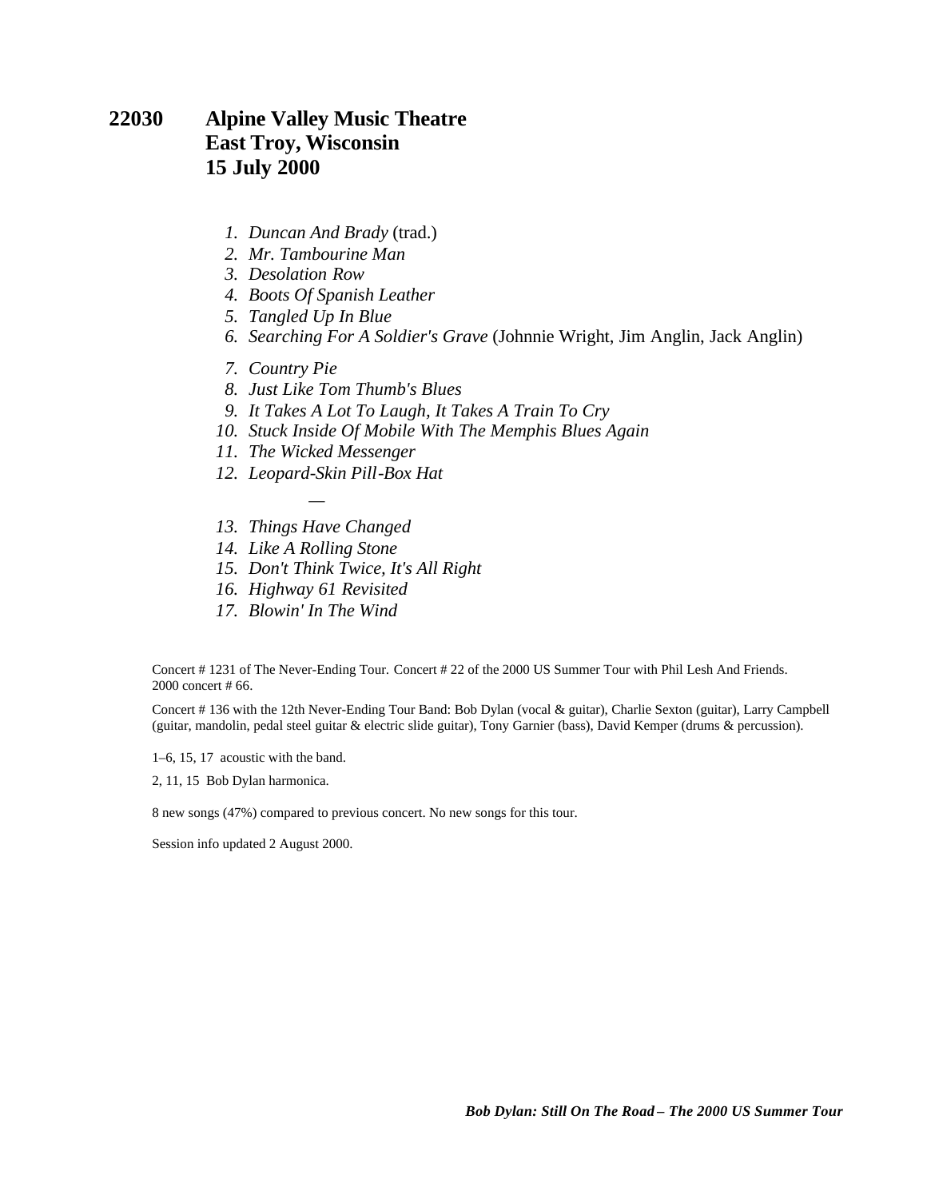# 22030 Alpine Valley Music Theatre East Troy, Wisconsin 15 July 2000

1. *Duncan And Brady* (trad.)
2. *Mr. Tambourine Man*
3. *Desolation Row*
4. *Boots Of Spanish Leather*
5. *Tangled Up In Blue*
6. *Searching For A Soldier's Grave* (Johnnie Wright, Jim Anglin, Jack Anglin)
7. *Country Pie*
8. *Just Like Tom Thumb's Blues*
9. *It Takes A Lot To Laugh, It Takes A Train To Cry*
10. *Stuck Inside Of Mobile With The Memphis Blues Again*
11. *The Wicked Messenger*
12. *Leopard-Skin Pill-Box Hat*

—

13. *Things Have Changed*
14. *Like A Rolling Stone*
15. *Don't Think Twice, It's All Right*
16. *Highway 61 Revisited*
17. *Blowin' In The Wind*

Concert # 1231 of The Never-Ending Tour. Concert # 22 of the 2000 US Summer Tour with Phil Lesh And Friends. 2000 concert # 66.

Concert # 136 with the 12th Never-Ending Tour Band: Bob Dylan (vocal & guitar), Charlie Sexton (guitar), Larry Campbell (guitar, mandolin, pedal steel guitar & electric slide guitar), Tony Garnier (bass), David Kemper (drums & percussion).

1–6, 15, 17 acoustic with the band.

2, 11, 15 Bob Dylan harmonica.

8 new songs (47%) compared to previous concert. No new songs for this tour.

Session info updated 2 August 2000.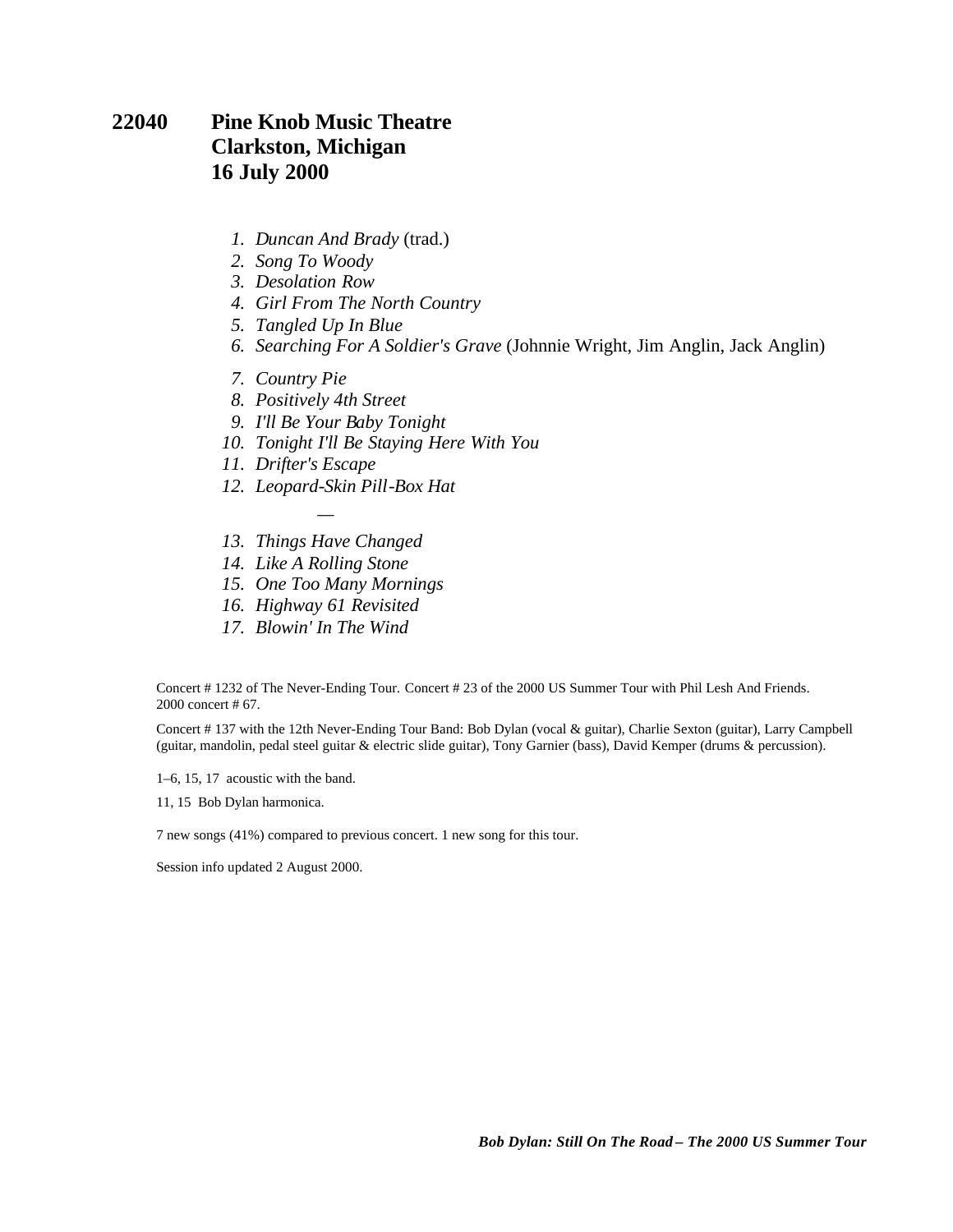## 22040 Pine Knob Music Theatre
## Clarkston, Michigan
## 16 July 2000

1. *Duncan And Brady* (trad.)
2. *Song To Woody*
3. *Desolation Row*
4. *Girl From The North Country*
5. *Tangled Up In Blue*
6. *Searching For A Soldier's Grave* (Johnnie Wright, Jim Anglin, Jack Anglin)
7. *Country Pie*
8. *Positively 4th Street*
9. *I'll Be Your Baby Tonight*
10. *Tonight I'll Be Staying Here With You*
11. *Drifter's Escape*
12. *Leopard-Skin Pill-Box Hat*

—

13. *Things Have Changed*
14. *Like A Rolling Stone*
15. *One Too Many Mornings*
16. *Highway 61 Revisited*
17. *Blowin' In The Wind*

Concert # 1232 of The Never-Ending Tour. Concert # 23 of the 2000 US Summer Tour with Phil Lesh And Friends. 2000 concert # 67.

Concert # 137 with the 12th Never-Ending Tour Band: Bob Dylan (vocal & guitar), Charlie Sexton (guitar), Larry Campbell (guitar, mandolin, pedal steel guitar & electric slide guitar), Tony Garnier (bass), David Kemper (drums & percussion).

1–6, 15, 17 acoustic with the band.

11, 15 Bob Dylan harmonica.

7 new songs (41%) compared to previous concert. 1 new song for this tour.

Session info updated 2 August 2000.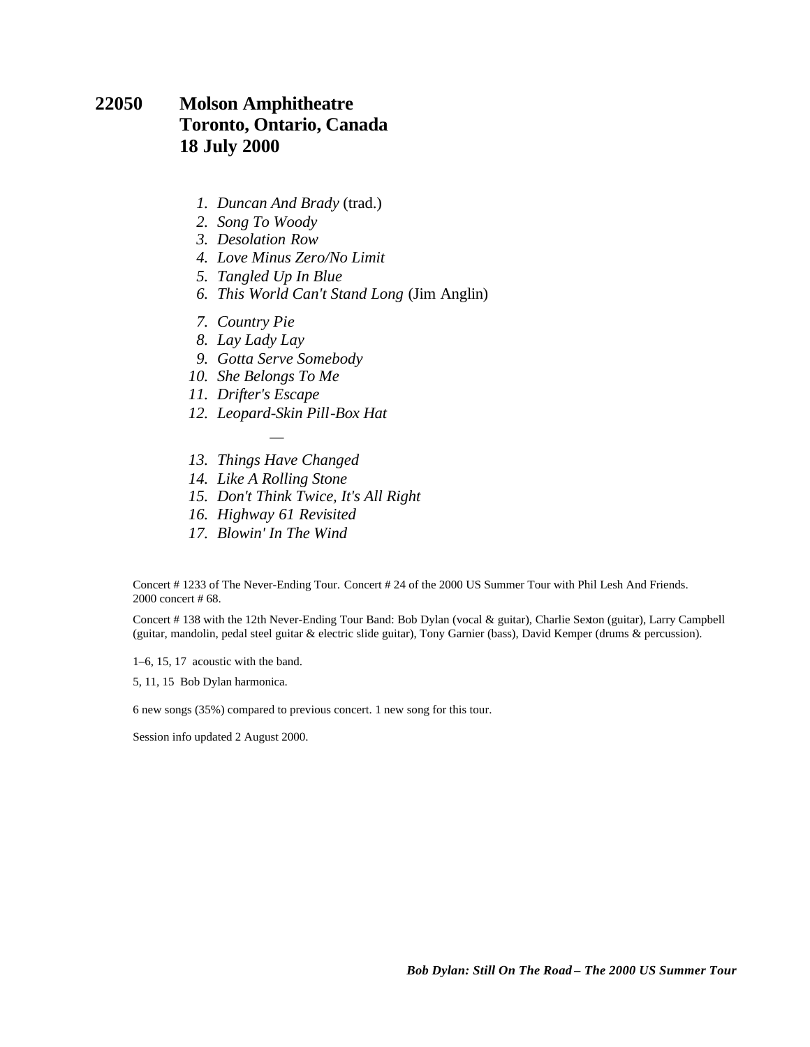## 22050 Molson Amphitheatre
## Toronto, Ontario, Canada
## 18 July 2000

1. *Duncan And Brady* (trad.)
2. *Song To Woody*
3. *Desolation Row*
4. *Love Minus Zero/No Limit*
5. *Tangled Up In Blue*
6. *This World Can't Stand Long* (Jim Anglin)
7. *Country Pie*
8. *Lay Lady Lay*
9. *Gotta Serve Somebody*
10. *She Belongs To Me*
11. *Drifter's Escape*
12. *Leopard-Skin Pill-Box Hat*

—

13. *Things Have Changed*
14. *Like A Rolling Stone*
15. *Don't Think Twice, It's All Right*
16. *Highway 61 Revisited*
17. *Blowin' In The Wind*

Concert # 1233 of The Never-Ending Tour. Concert # 24 of the 2000 US Summer Tour with Phil Lesh And Friends. 2000 concert # 68.

Concert # 138 with the 12th Never-Ending Tour Band: Bob Dylan (vocal & guitar), Charlie Sexton (guitar), Larry Campbell (guitar, mandolin, pedal steel guitar & electric slide guitar), Tony Garnier (bass), David Kemper (drums & percussion).

1–6, 15, 17 acoustic with the band.

5, 11, 15 Bob Dylan harmonica.

6 new songs (35%) compared to previous concert. 1 new song for this tour.

Session info updated 2 August 2000.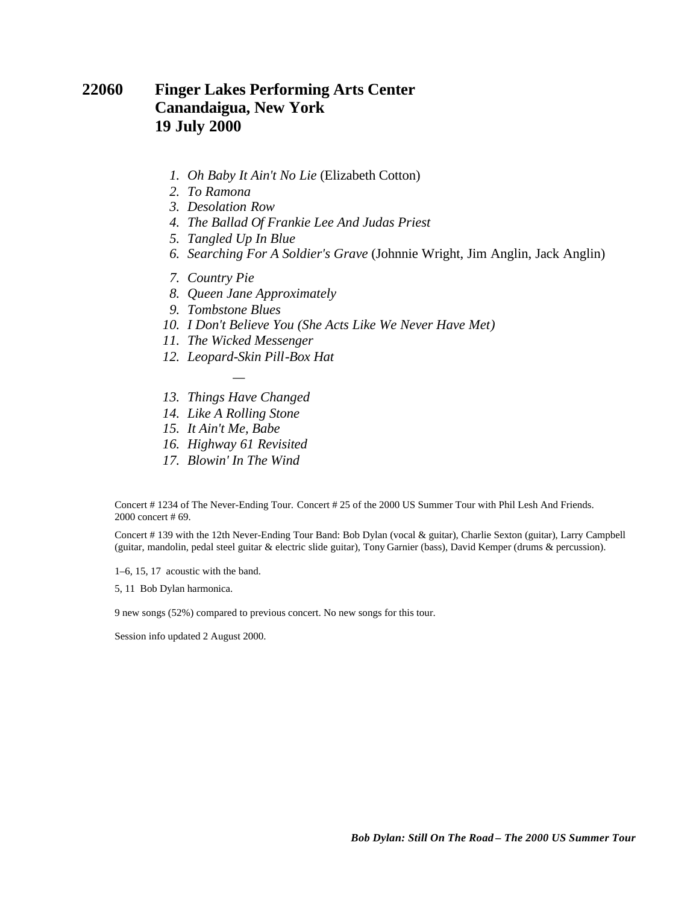## 22060 Finger Lakes Performing Arts Center
## Canandaigua, New York
## 19 July 2000

1. *Oh Baby It Ain't No Lie* (Elizabeth Cotton)
2. *To Ramona*
3. *Desolation Row*
4. *The Ballad Of Frankie Lee And Judas Priest*
5. *Tangled Up In Blue*
6. *Searching For A Soldier's Grave* (Johnnie Wright, Jim Anglin, Jack Anglin)
7. *Country Pie*
8. *Queen Jane Approximately*
9. *Tombstone Blues*
10. *I Don't Believe You (She Acts Like We Never Have Met)*
11. *The Wicked Messenger*
12. *Leopard-Skin Pill-Box Hat*

—

13. *Things Have Changed*
14. *Like A Rolling Stone*
15. *It Ain't Me, Babe*
16. *Highway 61 Revisited*
17. *Blowin' In The Wind*

Concert # 1234 of The Never-Ending Tour. Concert # 25 of the 2000 US Summer Tour with Phil Lesh And Friends. 2000 concert # 69.

Concert # 139 with the 12th Never-Ending Tour Band: Bob Dylan (vocal & guitar), Charlie Sexton (guitar), Larry Campbell (guitar, mandolin, pedal steel guitar & electric slide guitar), Tony Garnier (bass), David Kemper (drums & percussion).

1–6, 15, 17 acoustic with the band.

5, 11 Bob Dylan harmonica.

9 new songs (52%) compared to previous concert. No new songs for this tour.

Session info updated 2 August 2000.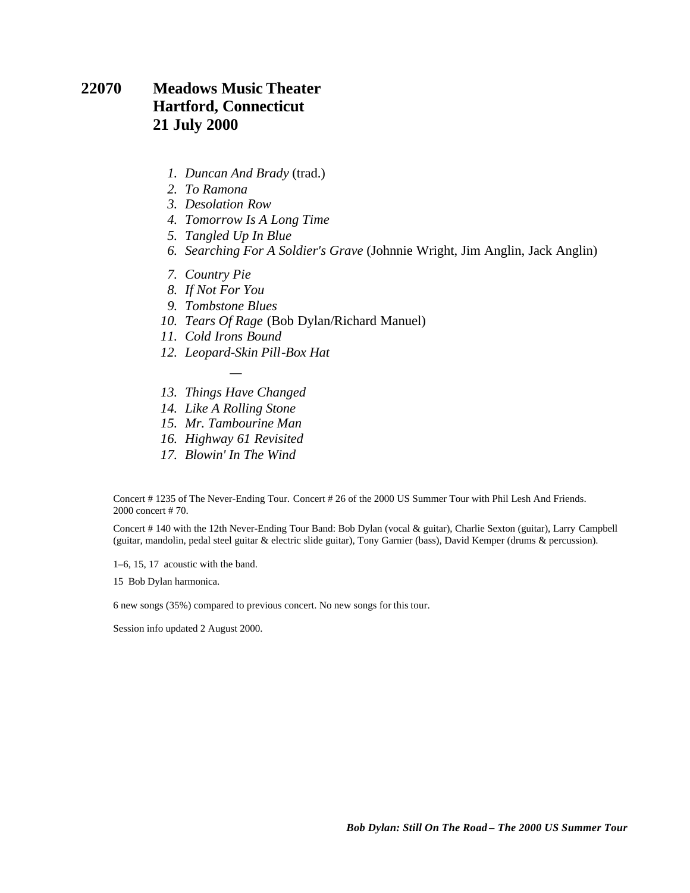## 22070 Meadows Music Theater Hartford, Connecticut 21 July 2000

1. *Duncan And Brady* (trad.)
2. *To Ramona*
3. *Desolation Row*
4. *Tomorrow Is A Long Time*
5. *Tangled Up In Blue*
6. *Searching For A Soldier's Grave* (Johnnie Wright, Jim Anglin, Jack Anglin)
7. *Country Pie*
8. *If Not For You*
9. *Tombstone Blues*
10. *Tears Of Rage* (Bob Dylan/Richard Manuel)
11. *Cold Irons Bound*
12. *Leopard-Skin Pill-Box Hat*

—

13. *Things Have Changed*
14. *Like A Rolling Stone*
15. *Mr. Tambourine Man*
16. *Highway 61 Revisited*
17. *Blowin' In The Wind*

Concert # 1235 of The Never-Ending Tour. Concert # 26 of the 2000 US Summer Tour with Phil Lesh And Friends. 2000 concert # 70.

Concert # 140 with the 12th Never-Ending Tour Band: Bob Dylan (vocal & guitar), Charlie Sexton (guitar), Larry Campbell (guitar, mandolin, pedal steel guitar & electric slide guitar), Tony Garnier (bass), David Kemper (drums & percussion).

1–6, 15, 17 acoustic with the band.

15 Bob Dylan harmonica.

6 new songs (35%) compared to previous concert. No new songs for this tour.

Session info updated 2 August 2000.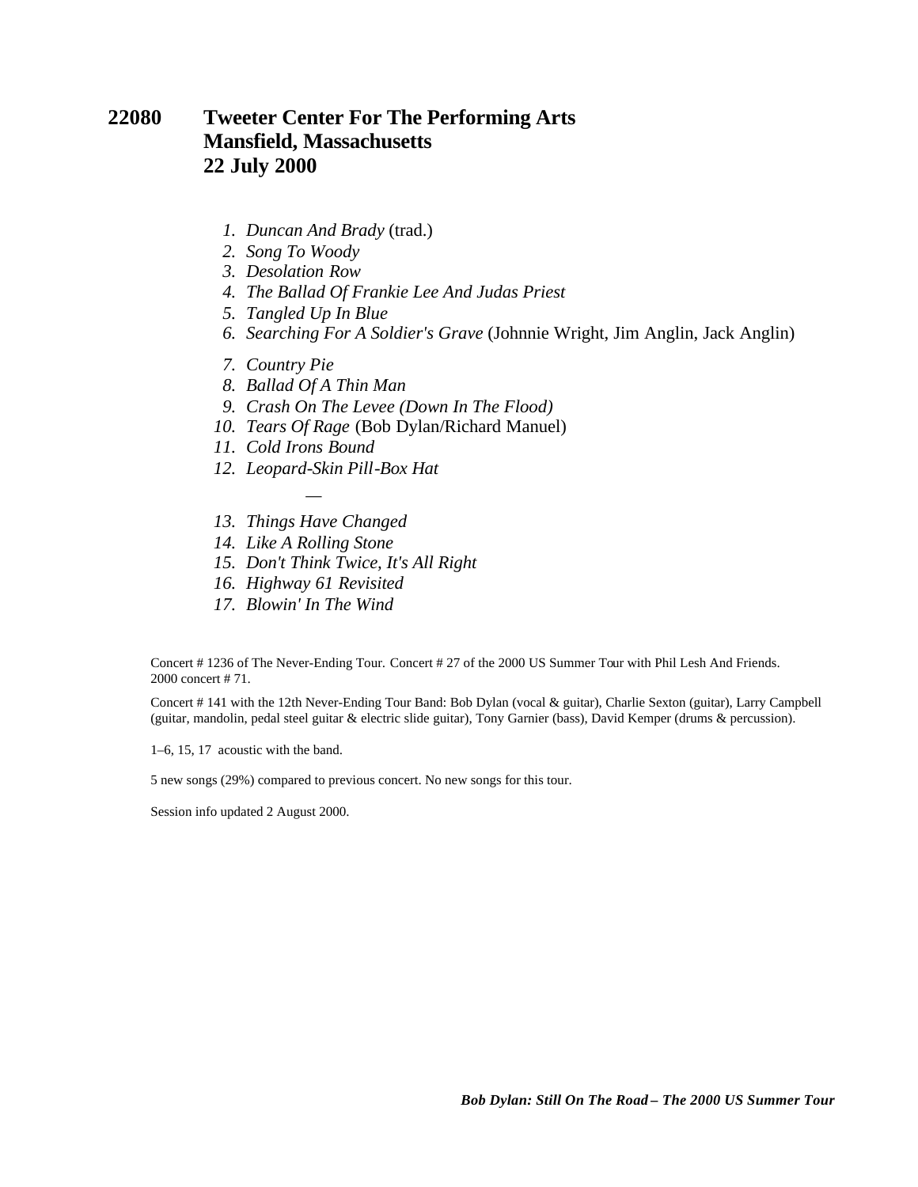## 22080 Tweeter Center For The Performing Arts Mansfield, Massachusetts 22 July 2000

1. *Duncan And Brady* (trad.)
2. *Song To Woody*
3. *Desolation Row*
4. *The Ballad Of Frankie Lee And Judas Priest*
5. *Tangled Up In Blue*
6. *Searching For A Soldier's Grave* (Johnnie Wright, Jim Anglin, Jack Anglin)
7. *Country Pie*
8. *Ballad Of A Thin Man*
9. *Crash On The Levee (Down In The Flood)*
10. *Tears Of Rage* (Bob Dylan/Richard Manuel)
11. *Cold Irons Bound*
12. *Leopard-Skin Pill-Box Hat*

—

13. *Things Have Changed*
14. *Like A Rolling Stone*
15. *Don't Think Twice, It's All Right*
16. *Highway 61 Revisited*
17. *Blowin' In The Wind*

Concert # 1236 of The Never-Ending Tour. Concert # 27 of the 2000 US Summer Tour with Phil Lesh And Friends. 2000 concert # 71.

Concert # 141 with the 12th Never-Ending Tour Band: Bob Dylan (vocal & guitar), Charlie Sexton (guitar), Larry Campbell (guitar, mandolin, pedal steel guitar & electric slide guitar), Tony Garnier (bass), David Kemper (drums & percussion).

1–6, 15, 17 acoustic with the band.

5 new songs (29%) compared to previous concert. No new songs for this tour.

Session info updated 2 August 2000.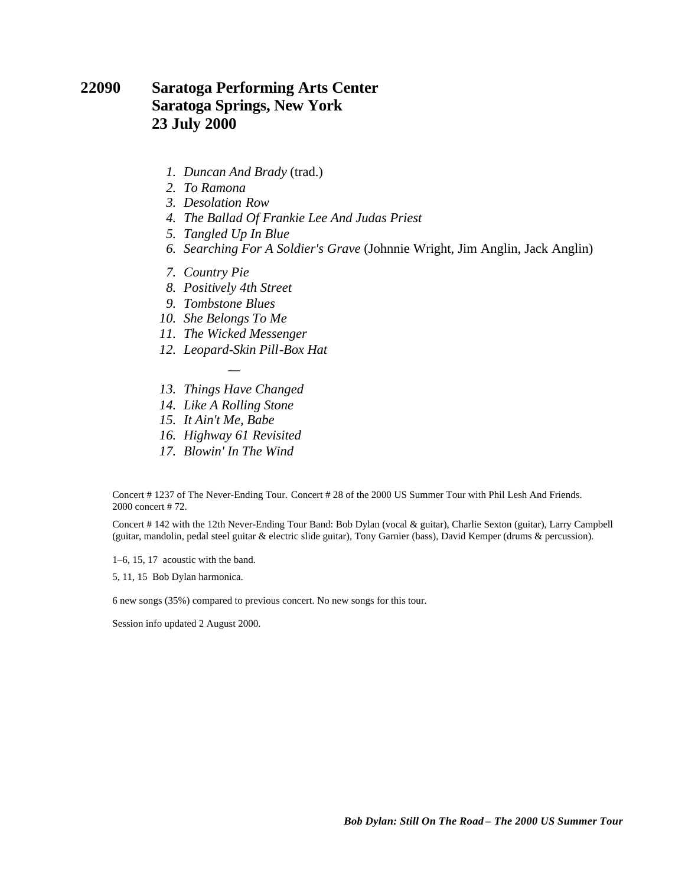## 22090 Saratoga Performing Arts Center
## Saratoga Springs, New York
## 23 July 2000

1. *Duncan And Brady* (trad.)
2. *To Ramona*
3. *Desolation Row*
4. *The Ballad Of Frankie Lee And Judas Priest*
5. *Tangled Up In Blue*
6. *Searching For A Soldier's Grave* (Johnnie Wright, Jim Anglin, Jack Anglin)
7. *Country Pie*
8. *Positively 4th Street*
9. *Tombstone Blues*
10. *She Belongs To Me*
11. *The Wicked Messenger*
12. *Leopard-Skin Pill-Box Hat*

—

13. *Things Have Changed*
14. *Like A Rolling Stone*
15. *It Ain't Me, Babe*
16. *Highway 61 Revisited*
17. *Blowin' In The Wind*

Concert # 1237 of The Never-Ending Tour. Concert # 28 of the 2000 US Summer Tour with Phil Lesh And Friends. 2000 concert # 72.

Concert # 142 with the 12th Never-Ending Tour Band: Bob Dylan (vocal & guitar), Charlie Sexton (guitar), Larry Campbell (guitar, mandolin, pedal steel guitar & electric slide guitar), Tony Garnier (bass), David Kemper (drums & percussion).

1–6, 15, 17 acoustic with the band.

5, 11, 15 Bob Dylan harmonica.

6 new songs (35%) compared to previous concert. No new songs for this tour.

Session info updated 2 August 2000.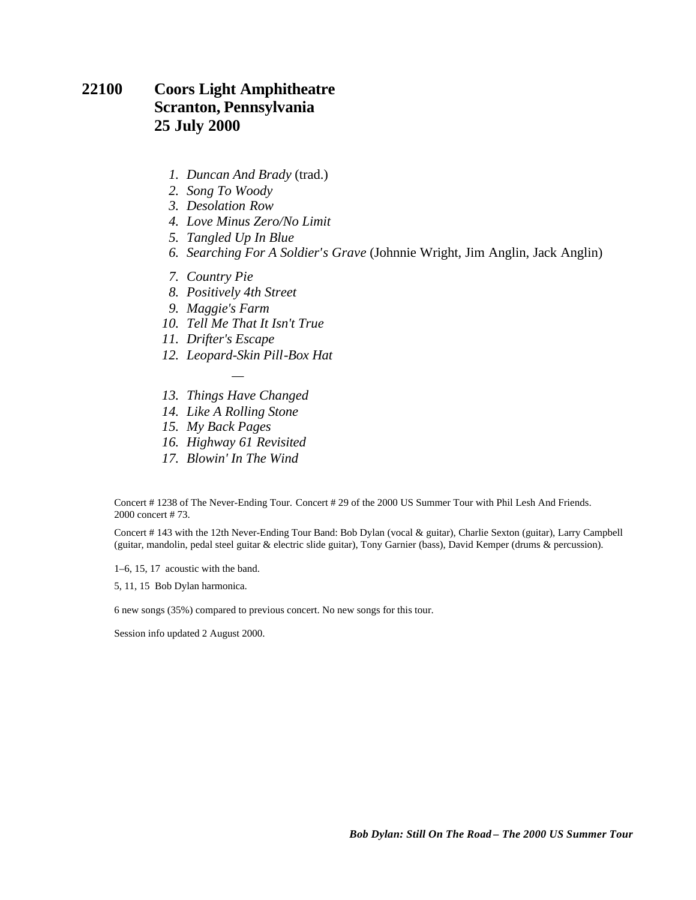## 22100 Coors Light Amphitheatre
## Scranton, Pennsylvania
## 25 July 2000

1. *Duncan And Brady* (trad.)
2. *Song To Woody*
3. *Desolation Row*
4. *Love Minus Zero/No Limit*
5. *Tangled Up In Blue*
6. *Searching For A Soldier's Grave* (Johnnie Wright, Jim Anglin, Jack Anglin)
7. *Country Pie*
8. *Positively 4th Street*
9. *Maggie's Farm*
10. *Tell Me That It Isn't True*
11. *Drifter's Escape*
12. *Leopard-Skin Pill-Box Hat*

—

13. *Things Have Changed*
14. *Like A Rolling Stone*
15. *My Back Pages*
16. *Highway 61 Revisited*
17. *Blowin' In The Wind*

Concert # 1238 of The Never-Ending Tour. Concert # 29 of the 2000 US Summer Tour with Phil Lesh And Friends. 2000 concert # 73.

Concert # 143 with the 12th Never-Ending Tour Band: Bob Dylan (vocal & guitar), Charlie Sexton (guitar), Larry Campbell (guitar, mandolin, pedal steel guitar & electric slide guitar), Tony Garnier (bass), David Kemper (drums & percussion).

1–6, 15, 17 acoustic with the band.

5, 11, 15 Bob Dylan harmonica.

6 new songs (35%) compared to previous concert. No new songs for this tour.

Session info updated 2 August 2000.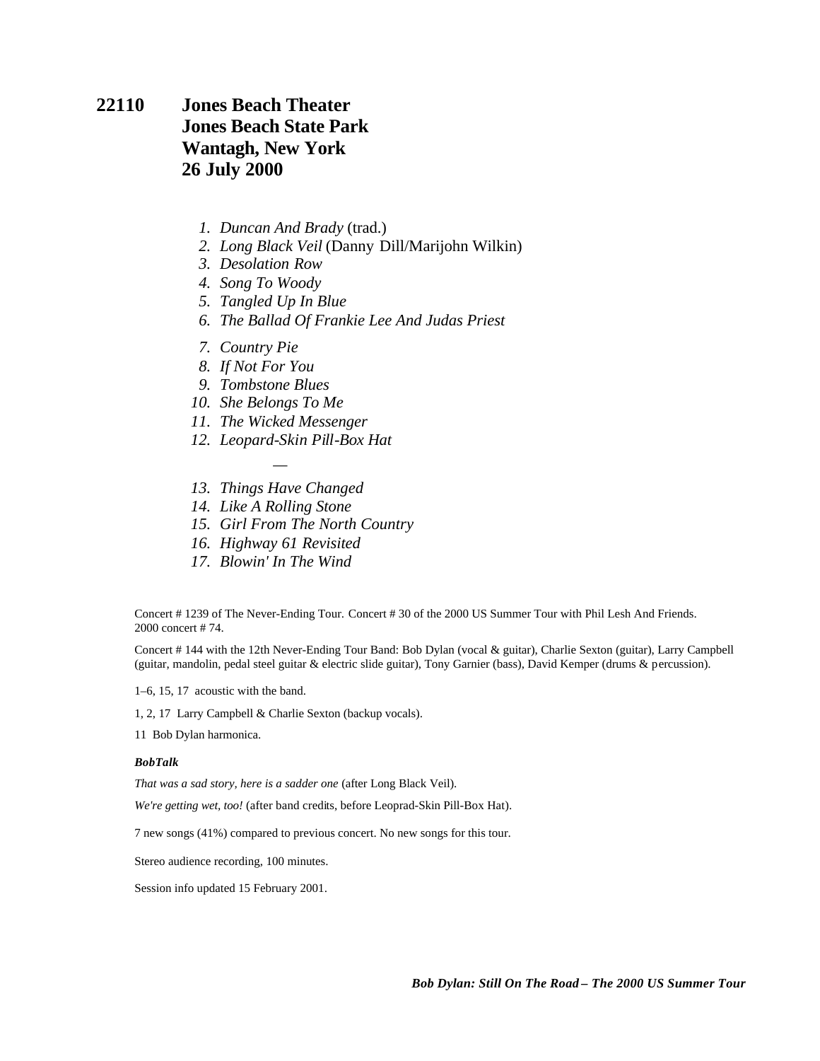# 22110 Jones Beach Theater
# Jones Beach State Park
# Wantagh, New York
# 26 July 2000

1. *Duncan And Brady* (trad.)
2. *Long Black Veil* (Danny Dill/Marijohn Wilkin)
3. *Desolation Row*
4. *Song To Woody*
5. *Tangled Up In Blue*
6. *The Ballad Of Frankie Lee And Judas Priest*
7. *Country Pie*
8. *If Not For You*
9. *Tombstone Blues*
10. *She Belongs To Me*
11. *The Wicked Messenger*
12. *Leopard-Skin Pill-Box Hat*

—

13. *Things Have Changed*
14. *Like A Rolling Stone*
15. *Girl From The North Country*
16. *Highway 61 Revisited*
17. *Blowin' In The Wind*

Concert # 1239 of The Never-Ending Tour. Concert # 30 of the 2000 US Summer Tour with Phil Lesh And Friends. 2000 concert # 74.

Concert # 144 with the 12th Never-Ending Tour Band: Bob Dylan (vocal & guitar), Charlie Sexton (guitar), Larry Campbell (guitar, mandolin, pedal steel guitar & electric slide guitar), Tony Garnier (bass), David Kemper (drums & percussion).

1–6, 15, 17 acoustic with the band.

1, 2, 17 Larry Campbell & Charlie Sexton (backup vocals).

11 Bob Dylan harmonica.

***BobTalk***

*That was a sad story, here is a sadder one* (after Long Black Veil).

*We're getting wet, too!* (after band credits, before Leoprad-Skin Pill-Box Hat).

7 new songs (41%) compared to previous concert. No new songs for this tour.

Stereo audience recording, 100 minutes.

Session info updated 15 February 2001.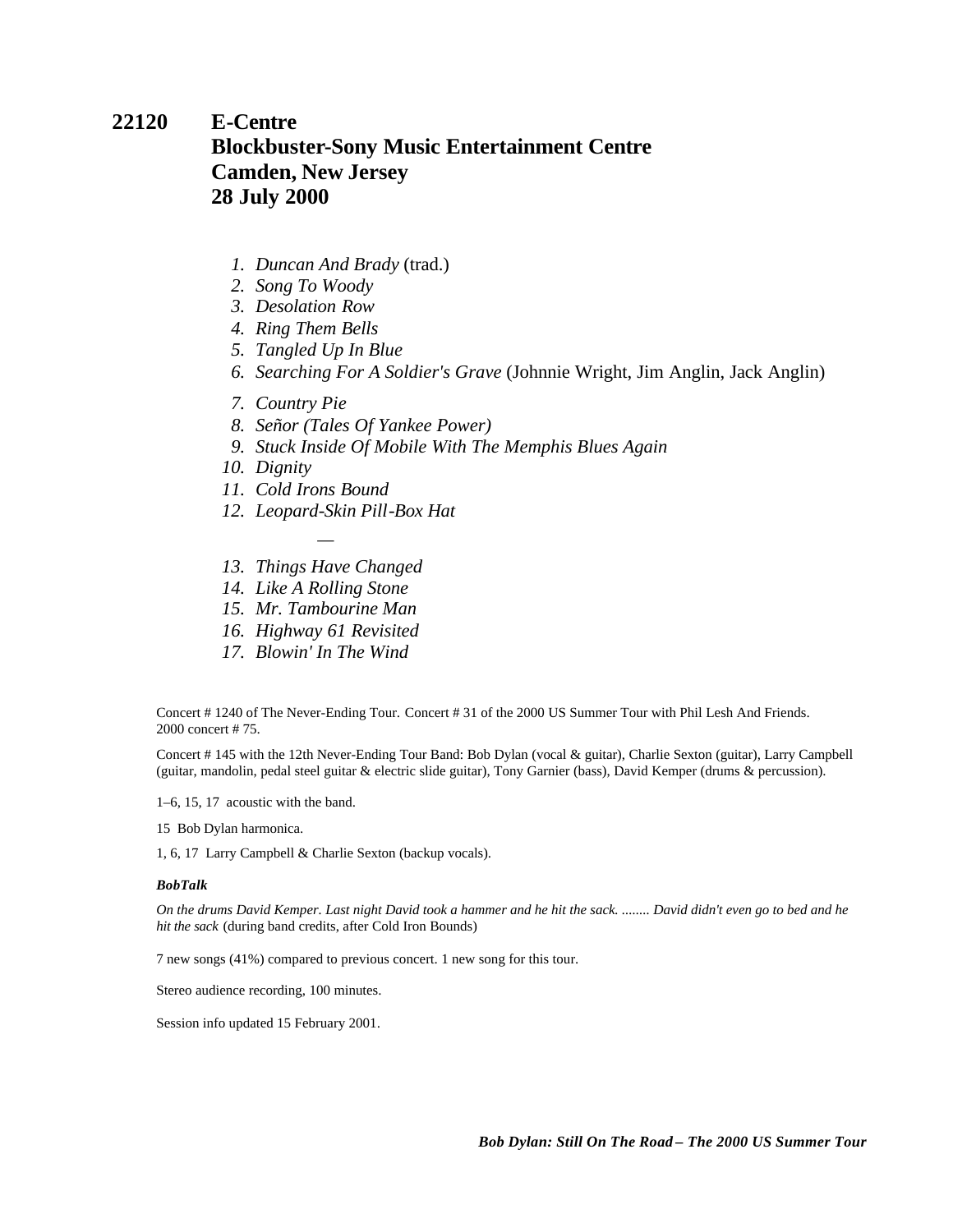# 22120 E-Centre
## Blockbuster-Sony Music Entertainment Centre
## Camden, New Jersey
## 28 July 2000

1. *Duncan And Brady* (trad.)
2. *Song To Woody*
3. *Desolation Row*
4. *Ring Them Bells*
5. *Tangled Up In Blue*
6. *Searching For A Soldier's Grave* (Johnnie Wright, Jim Anglin, Jack Anglin)
7. *Country Pie*
8. *Señor (Tales Of Yankee Power)*
9. *Stuck Inside Of Mobile With The Memphis Blues Again*
10. *Dignity*
11. *Cold Irons Bound*
12. *Leopard-Skin Pill-Box Hat*

—

13. *Things Have Changed*
14. *Like A Rolling Stone*
15. *Mr. Tambourine Man*
16. *Highway 61 Revisited*
17. *Blowin' In The Wind*

Concert # 1240 of The Never-Ending Tour. Concert # 31 of the 2000 US Summer Tour with Phil Lesh And Friends. 2000 concert # 75.

Concert # 145 with the 12th Never-Ending Tour Band: Bob Dylan (vocal & guitar), Charlie Sexton (guitar), Larry Campbell (guitar, mandolin, pedal steel guitar & electric slide guitar), Tony Garnier (bass), David Kemper (drums & percussion).

1–6, 15, 17 acoustic with the band.

15 Bob Dylan harmonica.

1, 6, 17 Larry Campbell & Charlie Sexton (backup vocals).

***BobTalk***

*On the drums David Kemper. Last night David took a hammer and he hit the sack. ........ David didn't even go to bed and he hit the sack* (during band credits, after Cold Iron Bounds)

7 new songs (41%) compared to previous concert. 1 new song for this tour.

Stereo audience recording, 100 minutes.

Session info updated 15 February 2001.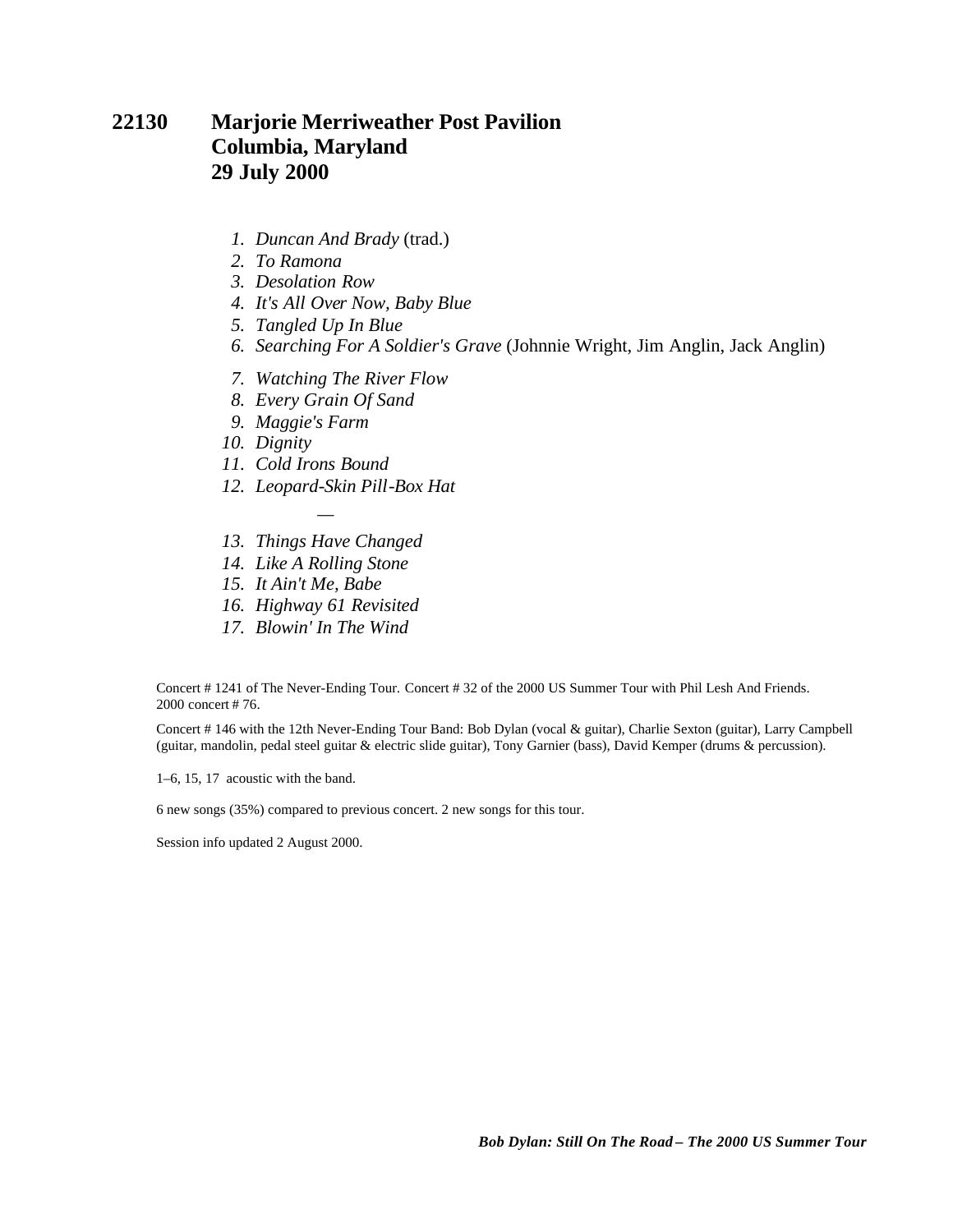## 22130 Marjorie Merriweather Post Pavilion
## Columbia, Maryland
## 29 July 2000

1. *Duncan And Brady* (trad.)
2. *To Ramona*
3. *Desolation Row*
4. *It's All Over Now, Baby Blue*
5. *Tangled Up In Blue*
6. *Searching For A Soldier's Grave* (Johnnie Wright, Jim Anglin, Jack Anglin)
7. *Watching The River Flow*
8. *Every Grain Of Sand*
9. *Maggie's Farm*
10. *Dignity*
11. *Cold Irons Bound*
12. *Leopard-Skin Pill-Box Hat*

—

13. *Things Have Changed*
14. *Like A Rolling Stone*
15. *It Ain't Me, Babe*
16. *Highway 61 Revisited*
17. *Blowin' In The Wind*

Concert # 1241 of The Never-Ending Tour. Concert # 32 of the 2000 US Summer Tour with Phil Lesh And Friends. 2000 concert # 76.

Concert # 146 with the 12th Never-Ending Tour Band: Bob Dylan (vocal & guitar), Charlie Sexton (guitar), Larry Campbell (guitar, mandolin, pedal steel guitar & electric slide guitar), Tony Garnier (bass), David Kemper (drums & percussion).

1–6, 15, 17 acoustic with the band.

6 new songs (35%) compared to previous concert. 2 new songs for this tour.

Session info updated 2 August 2000.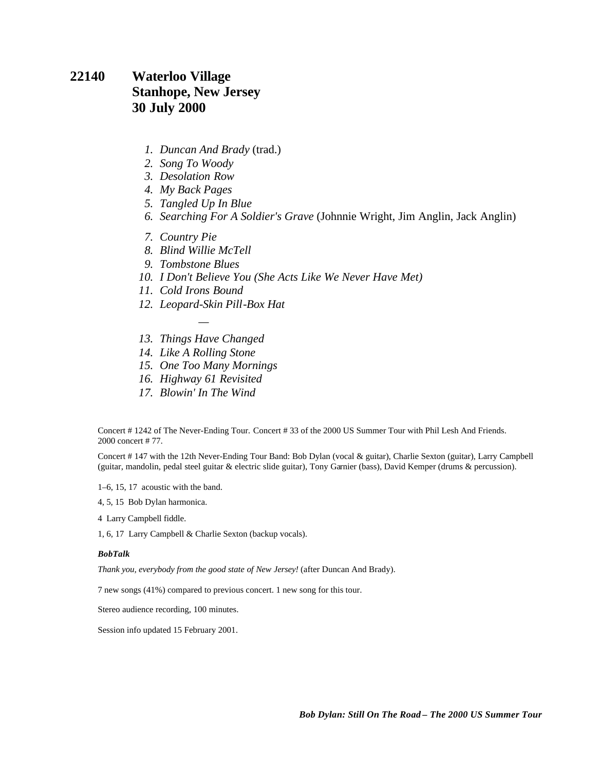## 22140 Waterloo Village Stanhope, New Jersey 30 July 2000

1. *Duncan And Brady* (trad.)
2. *Song To Woody*
3. *Desolation Row*
4. *My Back Pages*
5. *Tangled Up In Blue*
6. *Searching For A Soldier's Grave* (Johnnie Wright, Jim Anglin, Jack Anglin)
7. *Country Pie*
8. *Blind Willie McTell*
9. *Tombstone Blues*
10. *I Don't Believe You (She Acts Like We Never Have Met)*
11. *Cold Irons Bound*
12. *Leopard-Skin Pill-Box Hat*

—

13. *Things Have Changed*
14. *Like A Rolling Stone*
15. *One Too Many Mornings*
16. *Highway 61 Revisited*
17. *Blowin' In The Wind*

Concert # 1242 of The Never-Ending Tour. Concert # 33 of the 2000 US Summer Tour with Phil Lesh And Friends. 2000 concert # 77.

Concert # 147 with the 12th Never-Ending Tour Band: Bob Dylan (vocal & guitar), Charlie Sexton (guitar), Larry Campbell (guitar, mandolin, pedal steel guitar & electric slide guitar), Tony Garnier (bass), David Kemper (drums & percussion).

1–6, 15, 17 acoustic with the band.

4, 5, 15 Bob Dylan harmonica.

4 Larry Campbell fiddle.

1, 6, 17 Larry Campbell & Charlie Sexton (backup vocals).

***BobTalk***

*Thank you, everybody from the good state of New Jersey!* (after Duncan And Brady).

7 new songs (41%) compared to previous concert. 1 new song for this tour.

Stereo audience recording, 100 minutes.

Session info updated 15 February 2001.